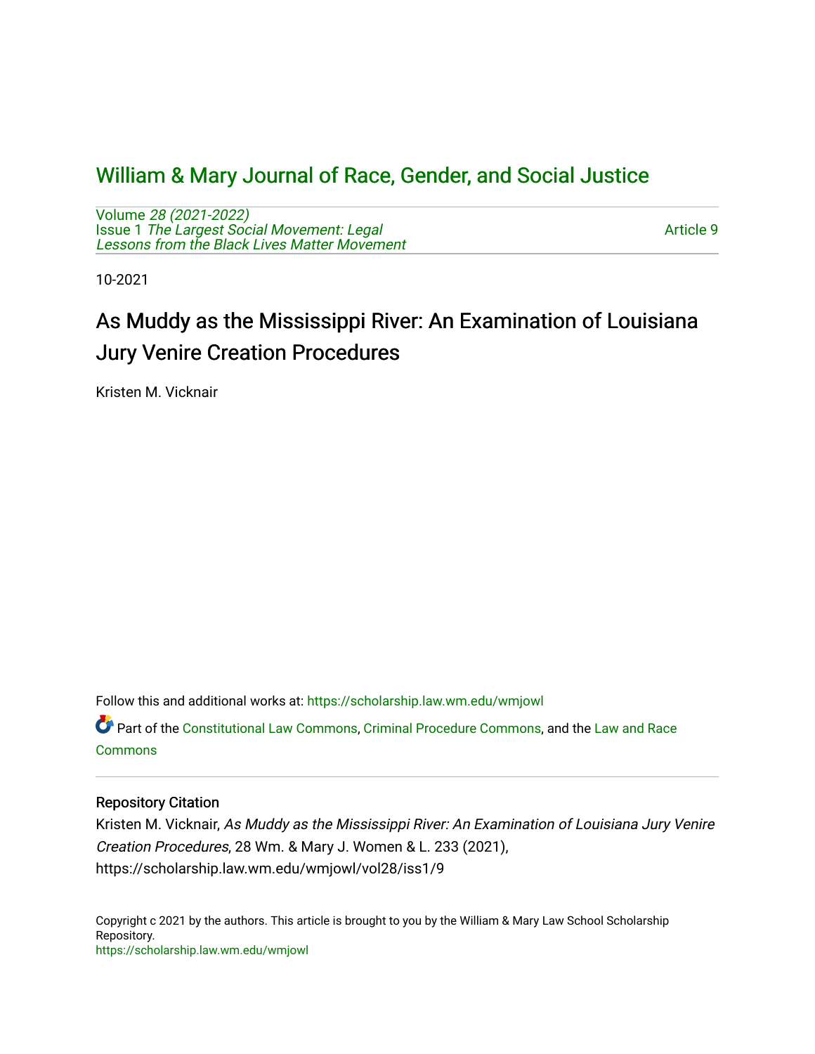# William & Mary Journal of Race, Gender, and Social Justice

Volume *28 (2021-2022)*
Issue 1 *The Largest Social Movement: Legal Lessons from the Black Lives Matter Movement*

Article 9

10-2021

## As Muddy as the Mississippi River: An Examination of Louisiana Jury Venire Creation Procedures

Kristen M. Vicknair

Follow this and additional works at: https://scholarship.law.wm.edu/wmjowl

Part of the Constitutional Law Commons, Criminal Procedure Commons, and the Law and Race Commons

### Repository Citation

Kristen M. Vicknair, *As Muddy as the Mississippi River: An Examination of Louisiana Jury Venire Creation Procedures*, 28 Wm. & Mary J. Women & L. 233 (2021), https://scholarship.law.wm.edu/wmjowl/vol28/iss1/9

Copyright c 2021 by the authors. This article is brought to you by the William & Mary Law School Scholarship Repository.
https://scholarship.law.wm.edu/wmjowl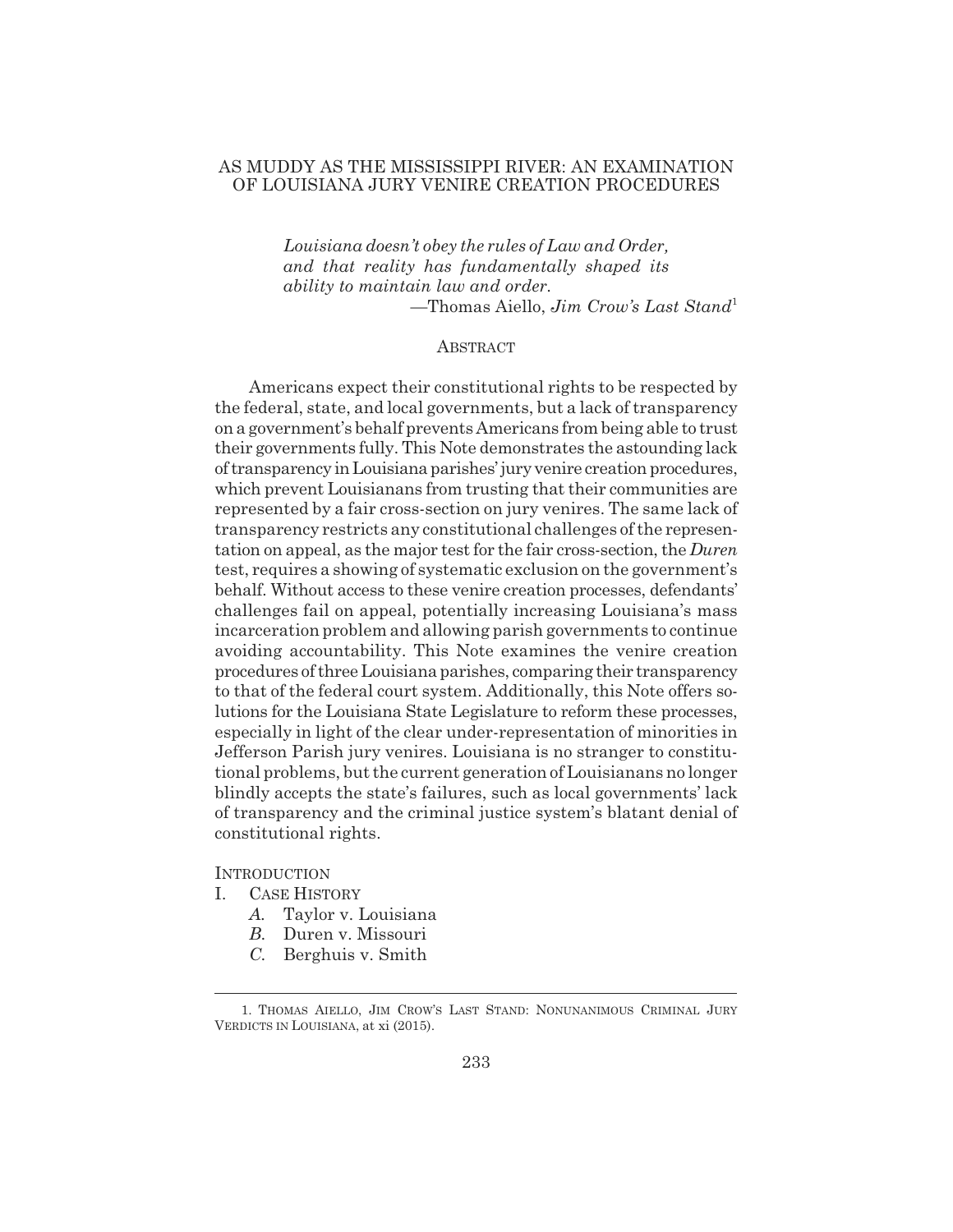# AS MUDDY AS THE MISSISSIPPI RIVER: AN EXAMINATION OF LOUISIANA JURY VENIRE CREATION PROCEDURES

> *Louisiana doesn't obey the rules of Law and Order, and that reality has fundamentally shaped its ability to maintain law and order.*
>
> —Thomas Aiello, *Jim Crow's Last Stand*[1]

## ABSTRACT

Americans expect their constitutional rights to be respected by the federal, state, and local governments, but a lack of transparency on a government's behalf prevents Americans from being able to trust their governments fully. This Note demonstrates the astounding lack of transparency in Louisiana parishes' jury venire creation procedures, which prevent Louisianans from trusting that their communities are represented by a fair cross-section on jury venires. The same lack of transparency restricts any constitutional challenges of the representation on appeal, as the major test for the fair cross-section, the *Duren* test, requires a showing of systematic exclusion on the government's behalf. Without access to these venire creation processes, defendants' challenges fail on appeal, potentially increasing Louisiana's mass incarceration problem and allowing parish governments to continue avoiding accountability. This Note examines the venire creation procedures of three Louisiana parishes, comparing their transparency to that of the federal court system. Additionally, this Note offers solutions for the Louisiana State Legislature to reform these processes, especially in light of the clear under-representation of minorities in Jefferson Parish jury venires. Louisiana is no stranger to constitutional problems, but the current generation of Louisianans no longer blindly accepts the state's failures, such as local governments' lack of transparency and the criminal justice system's blatant denial of constitutional rights.

INTRODUCTION

I. CASE HISTORY
   - *A.* Taylor v. Louisiana
   - *B.* Duren v. Missouri
   - *C.* Berghuis v. Smith

---

1. THOMAS AIELLO, JIM CROW'S LAST STAND: NONUNANIMOUS CRIMINAL JURY VERDICTS IN LOUISIANA, at xi (2015).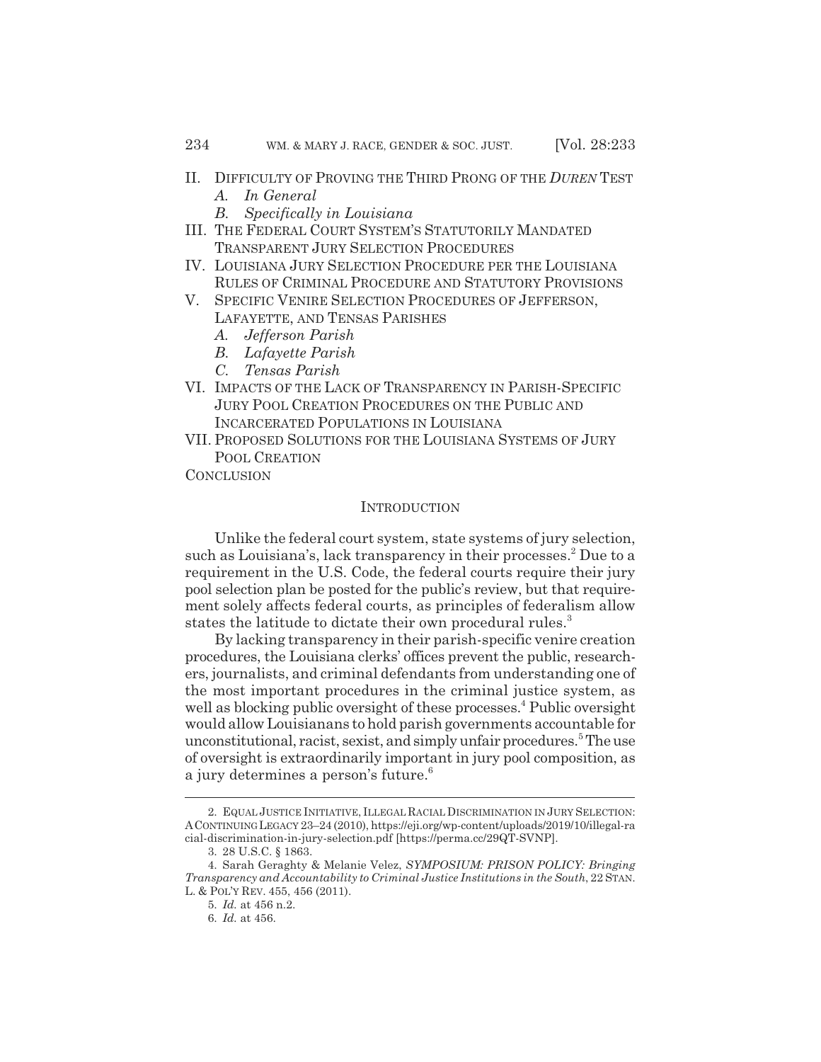II. DIFFICULTY OF PROVING THE THIRD PRONG OF THE *DUREN* TEST
  *A. In General*
  *B. Specifically in Louisiana*
III. THE FEDERAL COURT SYSTEM'S STATUTORILY MANDATED TRANSPARENT JURY SELECTION PROCEDURES
IV. LOUISIANA JURY SELECTION PROCEDURE PER THE LOUISIANA RULES OF CRIMINAL PROCEDURE AND STATUTORY PROVISIONS
V. SPECIFIC VENIRE SELECTION PROCEDURES OF JEFFERSON, LAFAYETTE, AND TENSAS PARISHES
  *A. Jefferson Parish*
  *B. Lafayette Parish*
  *C. Tensas Parish*
VI. IMPACTS OF THE LACK OF TRANSPARENCY IN PARISH-SPECIFIC JURY POOL CREATION PROCEDURES ON THE PUBLIC AND INCARCERATED POPULATIONS IN LOUISIANA
VII. PROPOSED SOLUTIONS FOR THE LOUISIANA SYSTEMS OF JURY POOL CREATION

CONCLUSION

## INTRODUCTION

Unlike the federal court system, state systems of jury selection, such as Louisiana's, lack transparency in their processes.[2] Due to a requirement in the U.S. Code, the federal courts require their jury pool selection plan be posted for the public's review, but that requirement solely affects federal courts, as principles of federalism allow states the latitude to dictate their own procedural rules.[3]

By lacking transparency in their parish-specific venire creation procedures, the Louisiana clerks' offices prevent the public, researchers, journalists, and criminal defendants from understanding one of the most important procedures in the criminal justice system, as well as blocking public oversight of these processes.[4] Public oversight would allow Louisianans to hold parish governments accountable for unconstitutional, racist, sexist, and simply unfair procedures.[5] The use of oversight is extraordinarily important in jury pool composition, as a jury determines a person's future.[6]

---

2. EQUAL JUSTICE INITIATIVE, ILLEGAL RACIAL DISCRIMINATION IN JURY SELECTION: A CONTINUING LEGACY 23–24 (2010), https://eji.org/wp-content/uploads/2019/10/illegal-racial-discrimination-in-jury-selection.pdf [https://perma.cc/29QT-SVNP].

3. 28 U.S.C. § 1863.

4. Sarah Geraghty & Melanie Velez, *SYMPOSIUM: PRISON POLICY: Bringing Transparency and Accountability to Criminal Justice Institutions in the South*, 22 STAN. L. & POL'Y REV. 455, 456 (2011).

5. *Id.* at 456 n.2.

6. *Id.* at 456.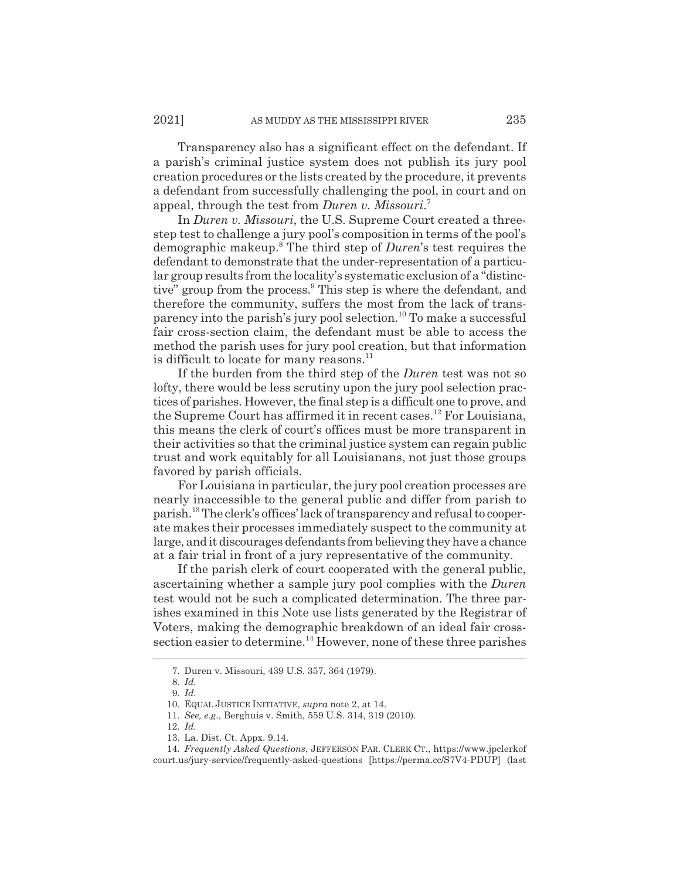Transparency also has a significant effect on the defendant. If a parish's criminal justice system does not publish its jury pool creation procedures or the lists created by the procedure, it prevents a defendant from successfully challenging the pool, in court and on appeal, through the test from *Duren v. Missouri*.[7]

In *Duren v. Missouri*, the U.S. Supreme Court created a three-step test to challenge a jury pool's composition in terms of the pool's demographic makeup.[8] The third step of *Duren*'s test requires the defendant to demonstrate that the under-representation of a particular group results from the locality's systematic exclusion of a "distinctive" group from the process.[9] This step is where the defendant, and therefore the community, suffers the most from the lack of transparency into the parish's jury pool selection.[10] To make a successful fair cross-section claim, the defendant must be able to access the method the parish uses for jury pool creation, but that information is difficult to locate for many reasons.[11]

If the burden from the third step of the *Duren* test was not so lofty, there would be less scrutiny upon the jury pool selection practices of parishes. However, the final step is a difficult one to prove, and the Supreme Court has affirmed it in recent cases.[12] For Louisiana, this means the clerk of court's offices must be more transparent in their activities so that the criminal justice system can regain public trust and work equitably for all Louisianans, not just those groups favored by parish officials.

For Louisiana in particular, the jury pool creation processes are nearly inaccessible to the general public and differ from parish to parish.[13] The clerk's offices' lack of transparency and refusal to cooperate makes their processes immediately suspect to the community at large, and it discourages defendants from believing they have a chance at a fair trial in front of a jury representative of the community.

If the parish clerk of court cooperated with the general public, ascertaining whether a sample jury pool complies with the *Duren* test would not be such a complicated determination. The three parishes examined in this Note use lists generated by the Registrar of Voters, making the demographic breakdown of an ideal fair cross-section easier to determine.[14] However, none of these three parishes

---

7. Duren v. Missouri, 439 U.S. 357, 364 (1979).

8. *Id.*

9. *Id.*

10. EQUAL JUSTICE INITIATIVE, *supra* note 2, at 14.

11. *See, e.g.*, Berghuis v. Smith, 559 U.S. 314, 319 (2010).

12. *Id.*

13. La. Dist. Ct. Appx. 9.14.

14. *Frequently Asked Questions*, JEFFERSON PAR. CLERK CT., https://www.jpclerkofcourt.us/jury-service/frequently-asked-questions [https://perma.cc/S7V4-PDUP] (last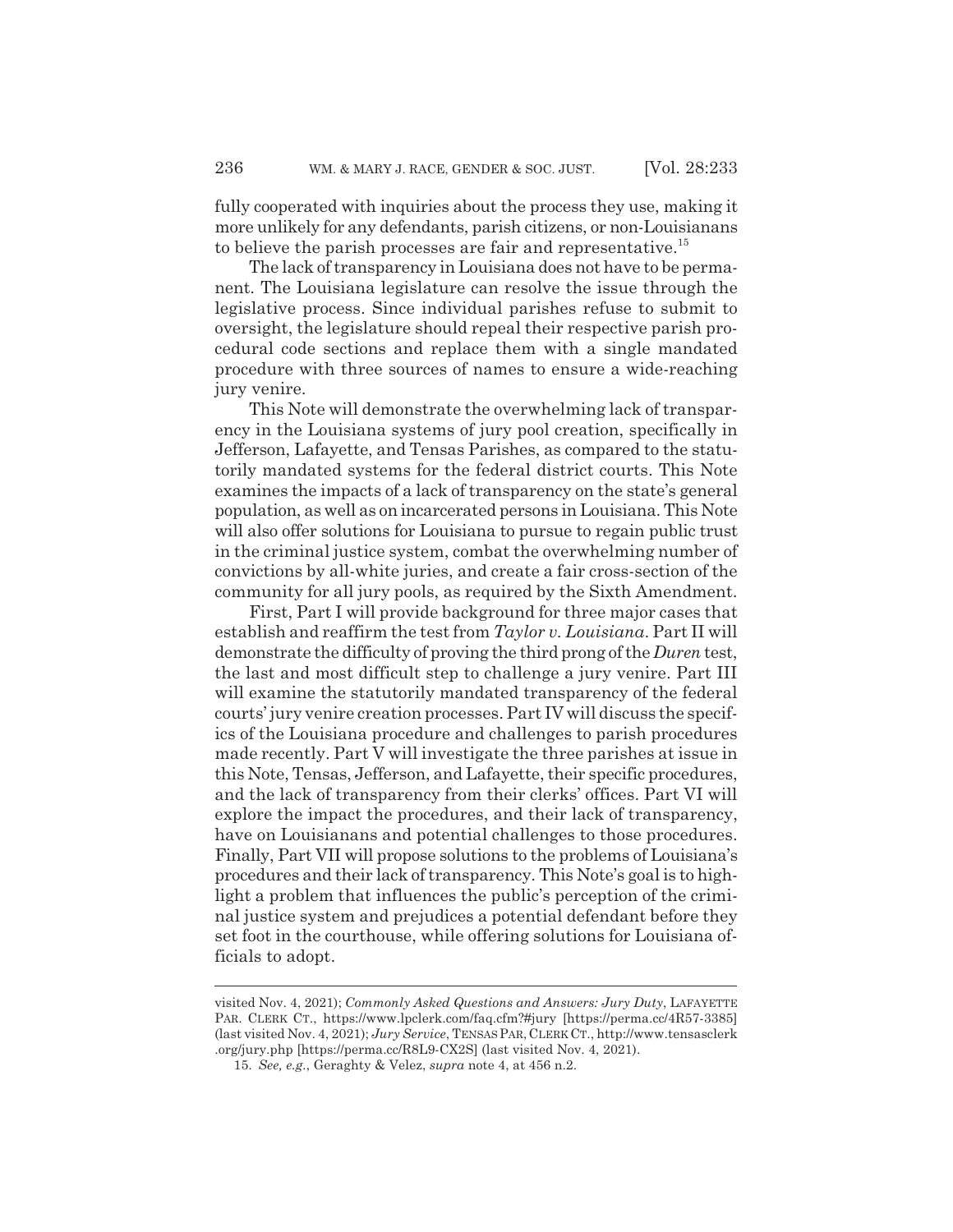fully cooperated with inquiries about the process they use, making it more unlikely for any defendants, parish citizens, or non-Louisianans to believe the parish processes are fair and representative.[15]

The lack of transparency in Louisiana does not have to be permanent. The Louisiana legislature can resolve the issue through the legislative process. Since individual parishes refuse to submit to oversight, the legislature should repeal their respective parish procedural code sections and replace them with a single mandated procedure with three sources of names to ensure a wide-reaching jury venire.

This Note will demonstrate the overwhelming lack of transparency in the Louisiana systems of jury pool creation, specifically in Jefferson, Lafayette, and Tensas Parishes, as compared to the statutorily mandated systems for the federal district courts. This Note examines the impacts of a lack of transparency on the state's general population, as well as on incarcerated persons in Louisiana. This Note will also offer solutions for Louisiana to pursue to regain public trust in the criminal justice system, combat the overwhelming number of convictions by all-white juries, and create a fair cross-section of the community for all jury pools, as required by the Sixth Amendment.

First, Part I will provide background for three major cases that establish and reaffirm the test from *Taylor v. Louisiana*. Part II will demonstrate the difficulty of proving the third prong of the *Duren* test, the last and most difficult step to challenge a jury venire. Part III will examine the statutorily mandated transparency of the federal courts' jury venire creation processes. Part IV will discuss the specifics of the Louisiana procedure and challenges to parish procedures made recently. Part V will investigate the three parishes at issue in this Note, Tensas, Jefferson, and Lafayette, their specific procedures, and the lack of transparency from their clerks' offices. Part VI will explore the impact the procedures, and their lack of transparency, have on Louisianans and potential challenges to those procedures. Finally, Part VII will propose solutions to the problems of Louisiana's procedures and their lack of transparency. This Note's goal is to highlight a problem that influences the public's perception of the criminal justice system and prejudices a potential defendant before they set foot in the courthouse, while offering solutions for Louisiana officials to adopt.

---

visited Nov. 4, 2021); *Commonly Asked Questions and Answers: Jury Duty*, LAFAYETTE PAR. CLERK CT., https://www.lpclerk.com/faq.cfm?#jury [https://perma.cc/4R57-3385] (last visited Nov. 4, 2021); *Jury Service*, TENSAS PAR. CLERK CT., http://www.tensasclerk.org/jury.php [https://perma.cc/R8L9-CX2S] (last visited Nov. 4, 2021).

15. *See, e.g.*, Geraghty & Velez, *supra* note 4, at 456 n.2.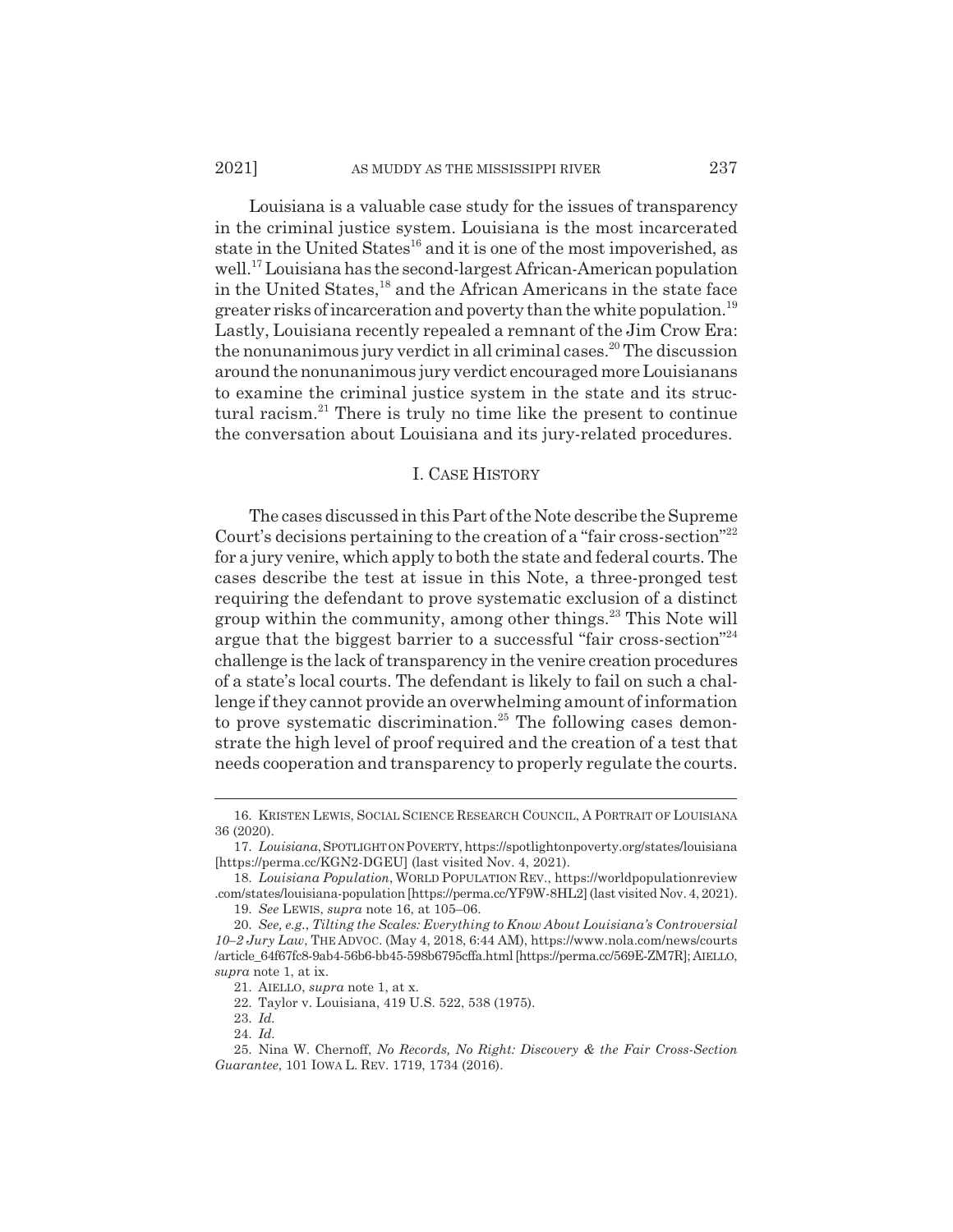Louisiana is a valuable case study for the issues of transparency in the criminal justice system. Louisiana is the most incarcerated state in the United States[16] and it is one of the most impoverished, as well.[17] Louisiana has the second-largest African-American population in the United States,[18] and the African Americans in the state face greater risks of incarceration and poverty than the white population.[19] Lastly, Louisiana recently repealed a remnant of the Jim Crow Era: the nonunanimous jury verdict in all criminal cases.[20] The discussion around the nonunanimous jury verdict encouraged more Louisianans to examine the criminal justice system in the state and its structural racism.[21] There is truly no time like the present to continue the conversation about Louisiana and its jury-related procedures.

## I. CASE HISTORY

The cases discussed in this Part of the Note describe the Supreme Court's decisions pertaining to the creation of a "fair cross-section"[22] for a jury venire, which apply to both the state and federal courts. The cases describe the test at issue in this Note, a three-pronged test requiring the defendant to prove systematic exclusion of a distinct group within the community, among other things.[23] This Note will argue that the biggest barrier to a successful "fair cross-section"[24] challenge is the lack of transparency in the venire creation procedures of a state's local courts. The defendant is likely to fail on such a challenge if they cannot provide an overwhelming amount of information to prove systematic discrimination.[25] The following cases demonstrate the high level of proof required and the creation of a test that needs cooperation and transparency to properly regulate the courts.

---

16. KRISTEN LEWIS, SOCIAL SCIENCE RESEARCH COUNCIL, A PORTRAIT OF LOUISIANA 36 (2020).

17. *Louisiana*, SPOTLIGHT ON POVERTY, https://spotlightonpoverty.org/states/louisiana [https://perma.cc/KGN2-DGEU] (last visited Nov. 4, 2021).

18. *Louisiana Population*, WORLD POPULATION REV., https://worldpopulationreview.com/states/louisiana-population [https://perma.cc/YF9W-8HL2] (last visited Nov. 4, 2021).

19. *See* LEWIS, *supra* note 16, at 105–06.

20. *See, e.g.*, *Tilting the Scales: Everything to Know About Louisiana's Controversial 10–2 Jury Law*, THE ADVOC. (May 4, 2018, 6:44 AM), https://www.nola.com/news/courts/article_64f67fc8-9ab4-56b6-bb45-598b6795cffa.html [https://perma.cc/569E-ZM7R]; AIELLO, *supra* note 1, at ix.

21. AIELLO, *supra* note 1, at x.

22. Taylor v. Louisiana, 419 U.S. 522, 538 (1975).

23. *Id.*

24. *Id.*

25. Nina W. Chernoff, *No Records, No Right: Discovery & the Fair Cross-Section Guarantee*, 101 IOWA L. REV. 1719, 1734 (2016).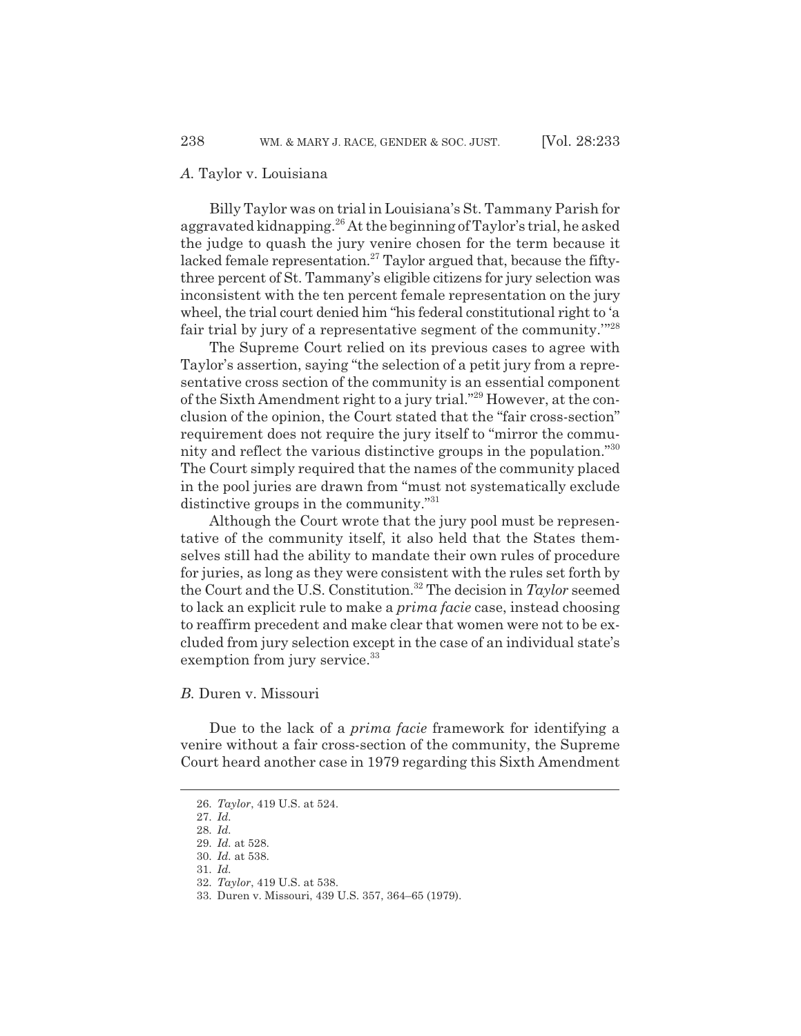### *A.* Taylor v. Louisiana

Billy Taylor was on trial in Louisiana's St. Tammany Parish for aggravated kidnapping.[26] At the beginning of Taylor's trial, he asked the judge to quash the jury venire chosen for the term because it lacked female representation.[27] Taylor argued that, because the fifty-three percent of St. Tammany's eligible citizens for jury selection was inconsistent with the ten percent female representation on the jury wheel, the trial court denied him "his federal constitutional right to 'a fair trial by jury of a representative segment of the community.'"[28]

The Supreme Court relied on its previous cases to agree with Taylor's assertion, saying "the selection of a petit jury from a representative cross section of the community is an essential component of the Sixth Amendment right to a jury trial."[29] However, at the conclusion of the opinion, the Court stated that the "fair cross-section" requirement does not require the jury itself to "mirror the community and reflect the various distinctive groups in the population."[30] The Court simply required that the names of the community placed in the pool juries are drawn from "must not systematically exclude distinctive groups in the community."[31]

Although the Court wrote that the jury pool must be representative of the community itself, it also held that the States themselves still had the ability to mandate their own rules of procedure for juries, as long as they were consistent with the rules set forth by the Court and the U.S. Constitution.[32] The decision in *Taylor* seemed to lack an explicit rule to make a *prima facie* case, instead choosing to reaffirm precedent and make clear that women were not to be excluded from jury selection except in the case of an individual state's exemption from jury service.[33]

### *B.* Duren v. Missouri

Due to the lack of a *prima facie* framework for identifying a venire without a fair cross-section of the community, the Supreme Court heard another case in 1979 regarding this Sixth Amendment

---

26. *Taylor*, 419 U.S. at 524.
27. *Id.*
28. *Id.*
29. *Id.* at 528.
30. *Id.* at 538.
31. *Id.*
32. *Taylor*, 419 U.S. at 538.
33. Duren v. Missouri, 439 U.S. 357, 364–65 (1979).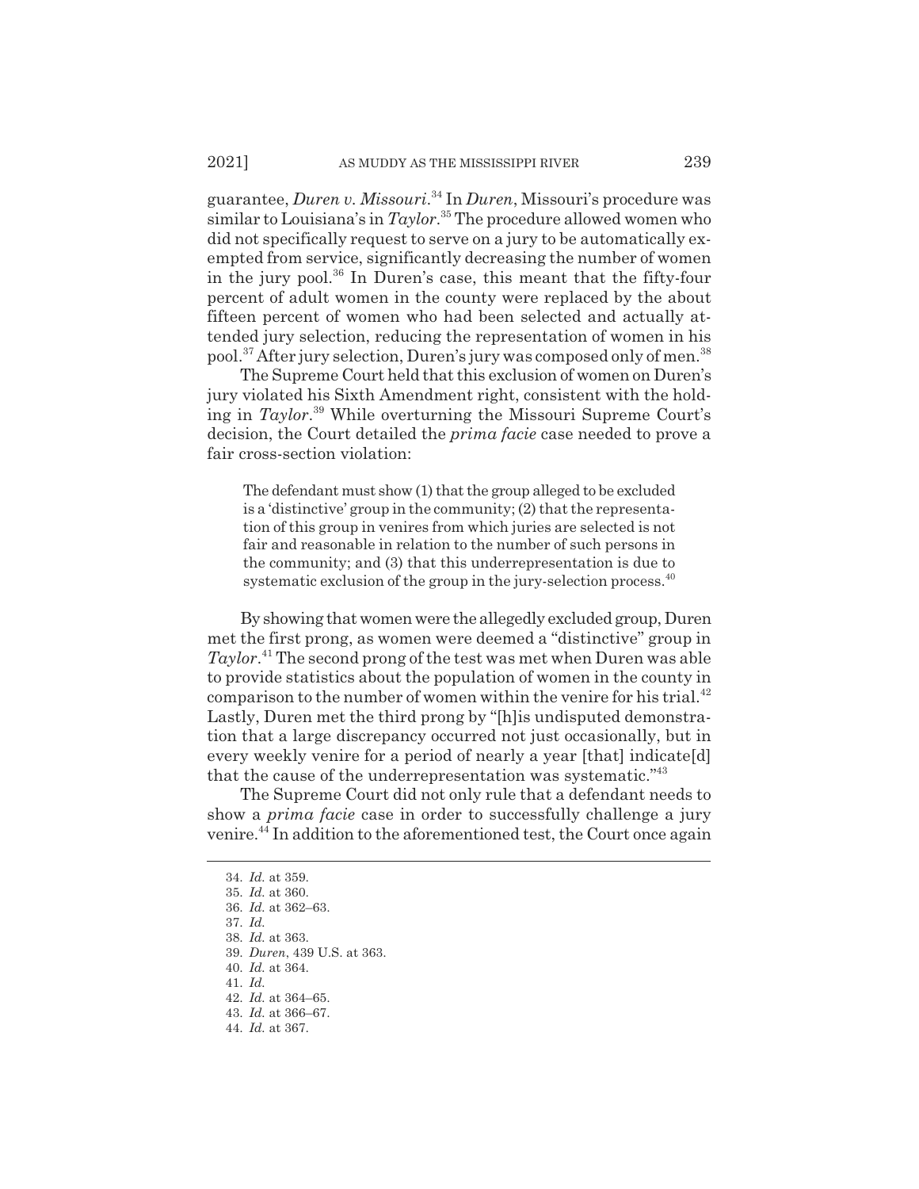guarantee, *Duren v. Missouri*.[34] In *Duren*, Missouri's procedure was similar to Louisiana's in *Taylor*.[35] The procedure allowed women who did not specifically request to serve on a jury to be automatically exempted from service, significantly decreasing the number of women in the jury pool.[36] In Duren's case, this meant that the fifty-four percent of adult women in the county were replaced by the about fifteen percent of women who had been selected and actually attended jury selection, reducing the representation of women in his pool.[37] After jury selection, Duren's jury was composed only of men.[38]

The Supreme Court held that this exclusion of women on Duren's jury violated his Sixth Amendment right, consistent with the holding in *Taylor*.[39] While overturning the Missouri Supreme Court's decision, the Court detailed the *prima facie* case needed to prove a fair cross-section violation:

> The defendant must show (1) that the group alleged to be excluded is a 'distinctive' group in the community; (2) that the representation of this group in venires from which juries are selected is not fair and reasonable in relation to the number of such persons in the community; and (3) that this underrepresentation is due to systematic exclusion of the group in the jury-selection process.[40]

By showing that women were the allegedly excluded group, Duren met the first prong, as women were deemed a "distinctive" group in *Taylor*.[41] The second prong of the test was met when Duren was able to provide statistics about the population of women in the county in comparison to the number of women within the venire for his trial.[42] Lastly, Duren met the third prong by "[h]is undisputed demonstration that a large discrepancy occurred not just occasionally, but in every weekly venire for a period of nearly a year [that] indicate[d] that the cause of the underrepresentation was systematic."[43]

The Supreme Court did not only rule that a defendant needs to show a *prima facie* case in order to successfully challenge a jury venire.[44] In addition to the aforementioned test, the Court once again

---

34. *Id.* at 359.
35. *Id.* at 360.
36. *Id.* at 362–63.
37. *Id.*
38. *Id.* at 363.
39. *Duren*, 439 U.S. at 363.
40. *Id.* at 364.
41. *Id.*
42. *Id.* at 364–65.
43. *Id.* at 366–67.
44. *Id.* at 367.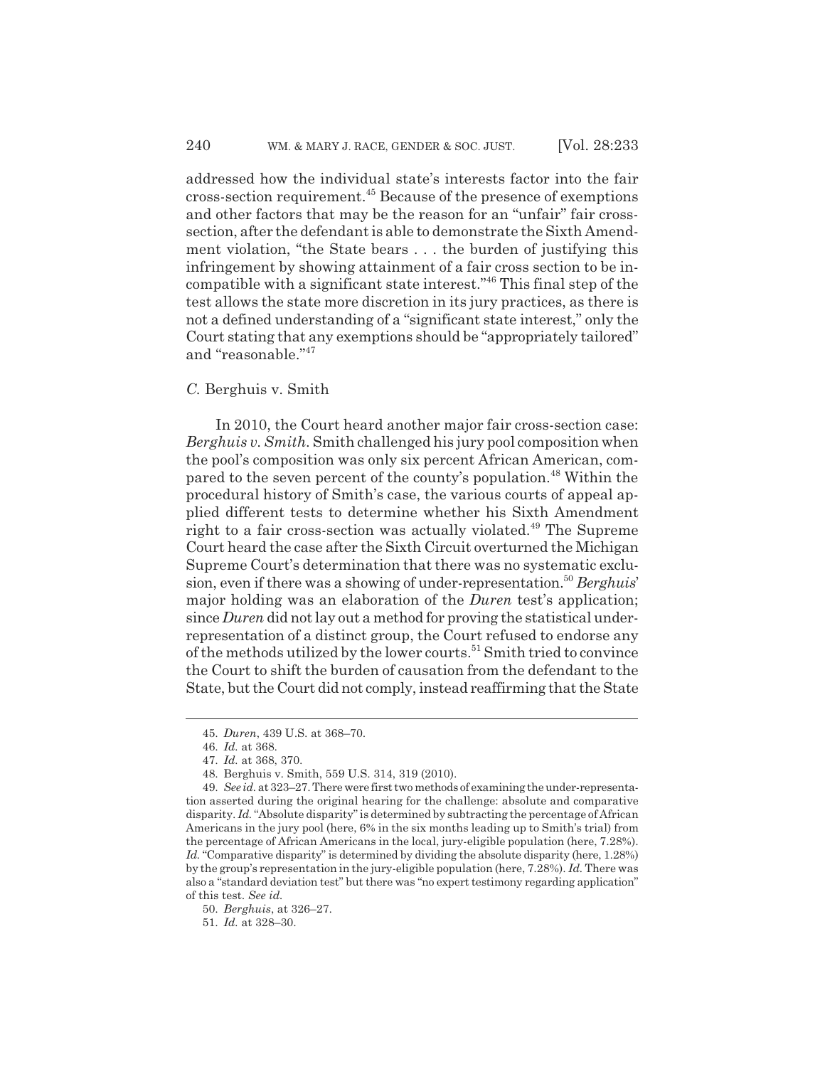addressed how the individual state's interests factor into the fair cross-section requirement.[45] Because of the presence of exemptions and other factors that may be the reason for an "unfair" fair cross-section, after the defendant is able to demonstrate the Sixth Amendment violation, "the State bears . . . the burden of justifying this infringement by showing attainment of a fair cross section to be incompatible with a significant state interest."[46] This final step of the test allows the state more discretion in its jury practices, as there is not a defined understanding of a "significant state interest," only the Court stating that any exemptions should be "appropriately tailored" and "reasonable."[47]

### *C.* Berghuis v. Smith

In 2010, the Court heard another major fair cross-section case: *Berghuis v. Smith*. Smith challenged his jury pool composition when the pool's composition was only six percent African American, compared to the seven percent of the county's population.[48] Within the procedural history of Smith's case, the various courts of appeal applied different tests to determine whether his Sixth Amendment right to a fair cross-section was actually violated.[49] The Supreme Court heard the case after the Sixth Circuit overturned the Michigan Supreme Court's determination that there was no systematic exclusion, even if there was a showing of under-representation.[50] *Berghuis*' major holding was an elaboration of the *Duren* test's application; since *Duren* did not lay out a method for proving the statistical under-representation of a distinct group, the Court refused to endorse any of the methods utilized by the lower courts.[51] Smith tried to convince the Court to shift the burden of causation from the defendant to the State, but the Court did not comply, instead reaffirming that the State

---

45. *Duren*, 439 U.S. at 368–70.

46. *Id.* at 368.

47. *Id.* at 368, 370.

48. Berghuis v. Smith, 559 U.S. 314, 319 (2010).

49. *See id.* at 323–27. There were first two methods of examining the under-representation asserted during the original hearing for the challenge: absolute and comparative disparity. *Id.* "Absolute disparity" is determined by subtracting the percentage of African Americans in the jury pool (here, 6% in the six months leading up to Smith's trial) from the percentage of African Americans in the local, jury-eligible population (here, 7.28%). *Id.* "Comparative disparity" is determined by dividing the absolute disparity (here, 1.28%) by the group's representation in the jury-eligible population (here, 7.28%). *Id.* There was also a "standard deviation test" but there was "no expert testimony regarding application" of this test. *See id.*

50. *Berghuis*, at 326–27.

51. *Id.* at 328–30.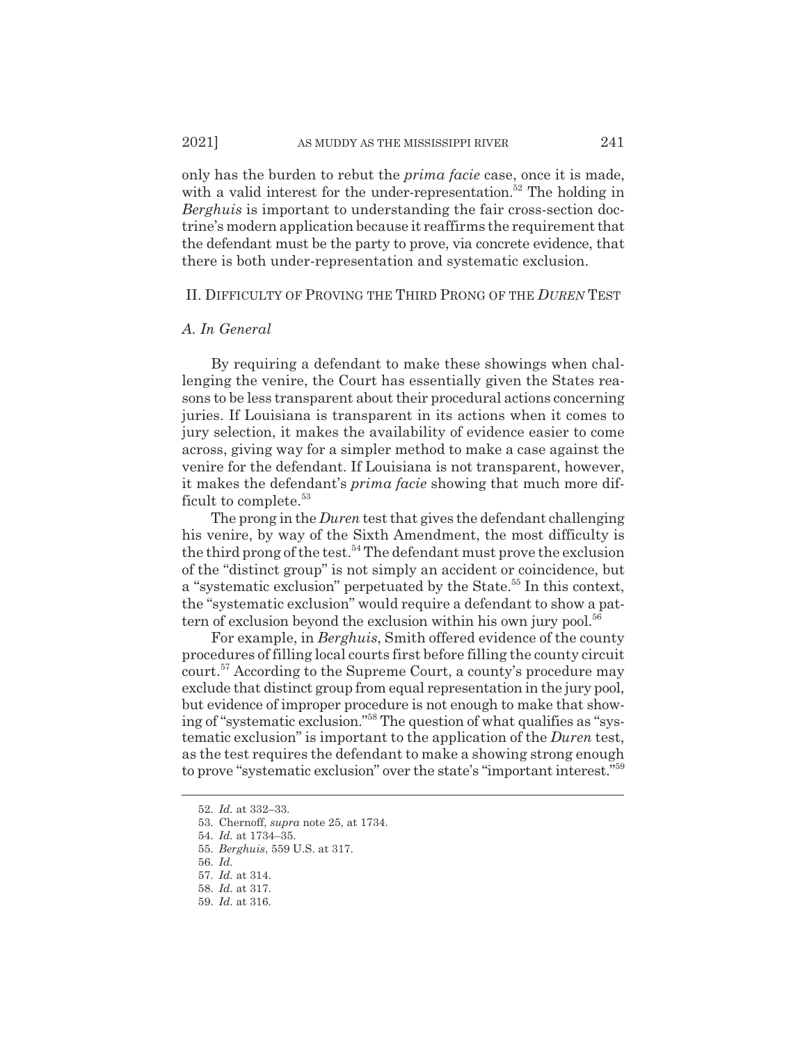only has the burden to rebut the *prima facie* case, once it is made, with a valid interest for the under-representation.[52] The holding in *Berghuis* is important to understanding the fair cross-section doctrine's modern application because it reaffirms the requirement that the defendant must be the party to prove, via concrete evidence, that there is both under-representation and systematic exclusion.

## II. Difficulty of Proving the Third Prong of the *Duren* Test

### *A. In General*

By requiring a defendant to make these showings when challenging the venire, the Court has essentially given the States reasons to be less transparent about their procedural actions concerning juries. If Louisiana is transparent in its actions when it comes to jury selection, it makes the availability of evidence easier to come across, giving way for a simpler method to make a case against the venire for the defendant. If Louisiana is not transparent, however, it makes the defendant's *prima facie* showing that much more difficult to complete.[53]

The prong in the *Duren* test that gives the defendant challenging his venire, by way of the Sixth Amendment, the most difficulty is the third prong of the test.[54] The defendant must prove the exclusion of the "distinct group" is not simply an accident or coincidence, but a "systematic exclusion" perpetuated by the State.[55] In this context, the "systematic exclusion" would require a defendant to show a pattern of exclusion beyond the exclusion within his own jury pool.[56]

For example, in *Berghuis*, Smith offered evidence of the county procedures of filling local courts first before filling the county circuit court.[57] According to the Supreme Court, a county's procedure may exclude that distinct group from equal representation in the jury pool, but evidence of improper procedure is not enough to make that showing of "systematic exclusion."[58] The question of what qualifies as "systematic exclusion" is important to the application of the *Duren* test, as the test requires the defendant to make a showing strong enough to prove "systematic exclusion" over the state's "important interest."[59]

---

52. *Id.* at 332–33.
53. Chernoff, *supra* note 25, at 1734.
54. *Id.* at 1734–35.
55. *Berghuis*, 559 U.S. at 317.
56. *Id.*
57. *Id.* at 314.
58. *Id.* at 317.
59. *Id.* at 316.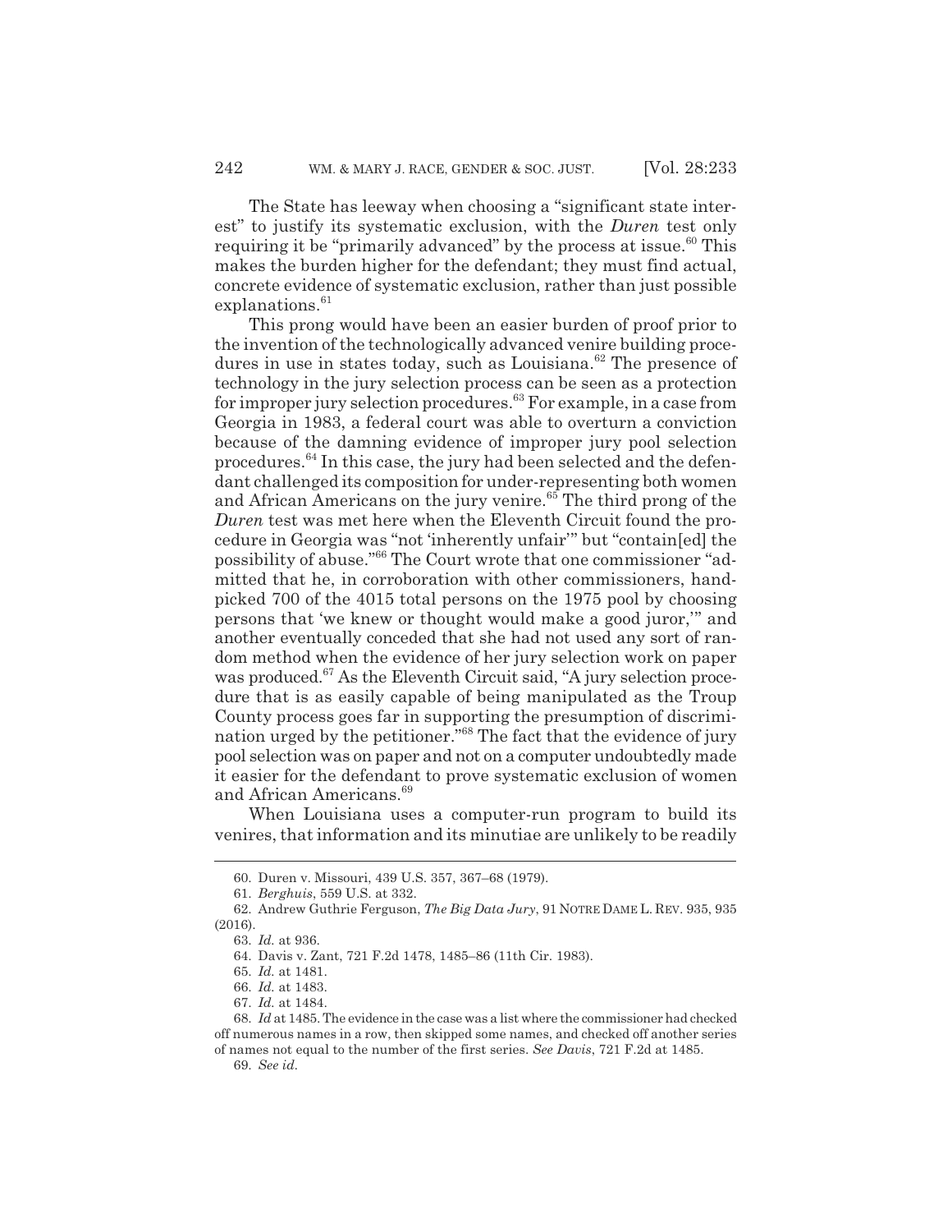The State has leeway when choosing a "significant state interest" to justify its systematic exclusion, with the *Duren* test only requiring it be "primarily advanced" by the process at issue.[60] This makes the burden higher for the defendant; they must find actual, concrete evidence of systematic exclusion, rather than just possible explanations.[61]

This prong would have been an easier burden of proof prior to the invention of the technologically advanced venire building procedures in use in states today, such as Louisiana.[62] The presence of technology in the jury selection process can be seen as a protection for improper jury selection procedures.[63] For example, in a case from Georgia in 1983, a federal court was able to overturn a conviction because of the damning evidence of improper jury pool selection procedures.[64] In this case, the jury had been selected and the defendant challenged its composition for under-representing both women and African Americans on the jury venire.[65] The third prong of the *Duren* test was met here when the Eleventh Circuit found the procedure in Georgia was "not 'inherently unfair'" but "contain[ed] the possibility of abuse."[66] The Court wrote that one commissioner "admitted that he, in corroboration with other commissioners, handpicked 700 of the 4015 total persons on the 1975 pool by choosing persons that 'we knew or thought would make a good juror,'" and another eventually conceded that she had not used any sort of random method when the evidence of her jury selection work on paper was produced.[67] As the Eleventh Circuit said, "A jury selection procedure that is as easily capable of being manipulated as the Troup County process goes far in supporting the presumption of discrimination urged by the petitioner."[68] The fact that the evidence of jury pool selection was on paper and not on a computer undoubtedly made it easier for the defendant to prove systematic exclusion of women and African Americans.[69]

When Louisiana uses a computer-run program to build its venires, that information and its minutiae are unlikely to be readily

---

60. Duren v. Missouri, 439 U.S. 357, 367–68 (1979).

61. *Berghuis*, 559 U.S. at 332.

62. Andrew Guthrie Ferguson, *The Big Data Jury*, 91 NOTRE DAME L. REV. 935, 935 (2016).

63. *Id.* at 936.

64. Davis v. Zant, 721 F.2d 1478, 1485–86 (11th Cir. 1983).

65. *Id.* at 1481.

66. *Id.* at 1483.

67. *Id.* at 1484.

68. *Id* at 1485. The evidence in the case was a list where the commissioner had checked off numerous names in a row, then skipped some names, and checked off another series of names not equal to the number of the first series. *See Davis*, 721 F.2d at 1485.

69. *See id.*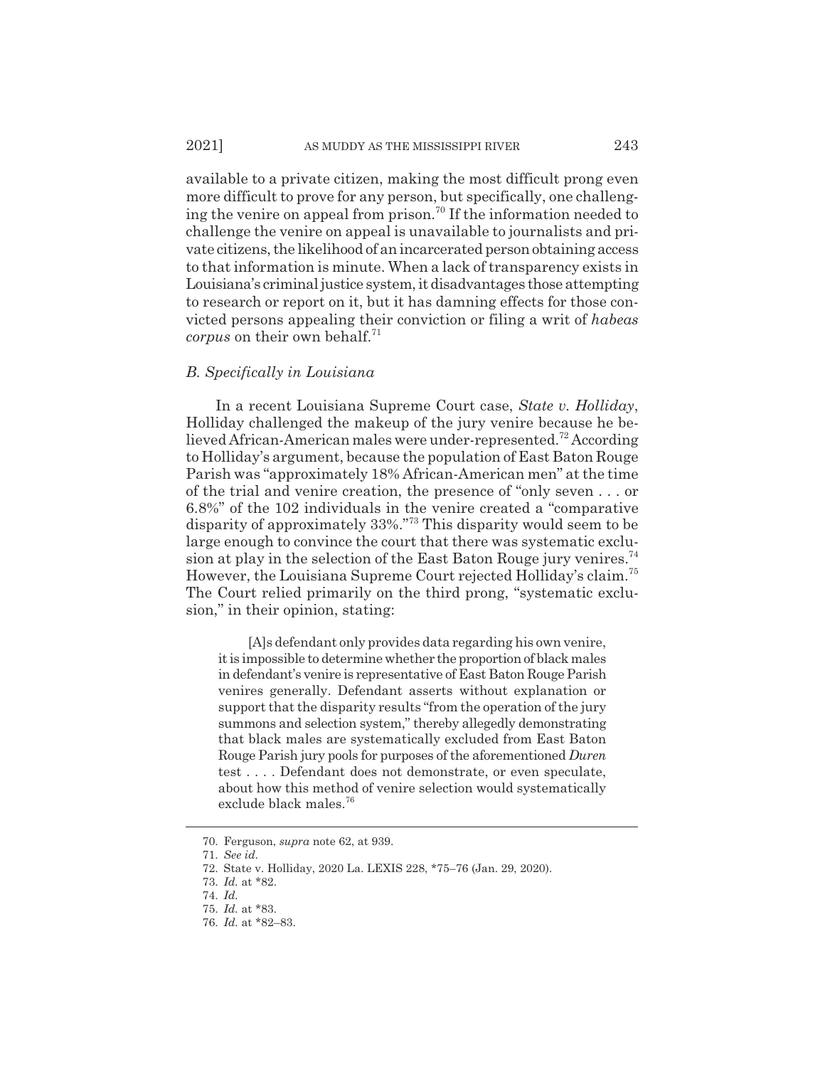available to a private citizen, making the most difficult prong even more difficult to prove for any person, but specifically, one challenging the venire on appeal from prison.[70] If the information needed to challenge the venire on appeal is unavailable to journalists and private citizens, the likelihood of an incarcerated person obtaining access to that information is minute. When a lack of transparency exists in Louisiana's criminal justice system, it disadvantages those attempting to research or report on it, but it has damning effects for those convicted persons appealing their conviction or filing a writ of *habeas corpus* on their own behalf.[71]

### *B. Specifically in Louisiana*

In a recent Louisiana Supreme Court case, *State v. Holliday*, Holliday challenged the makeup of the jury venire because he believed African-American males were under-represented.[72] According to Holliday's argument, because the population of East Baton Rouge Parish was "approximately 18% African-American men" at the time of the trial and venire creation, the presence of "only seven . . . or 6.8%" of the 102 individuals in the venire created a "comparative disparity of approximately 33%."[73] This disparity would seem to be large enough to convince the court that there was systematic exclusion at play in the selection of the East Baton Rouge jury venires.[74] However, the Louisiana Supreme Court rejected Holliday's claim.[75] The Court relied primarily on the third prong, "systematic exclusion," in their opinion, stating:

> [A]s defendant only provides data regarding his own venire, it is impossible to determine whether the proportion of black males in defendant's venire is representative of East Baton Rouge Parish venires generally. Defendant asserts without explanation or support that the disparity results "from the operation of the jury summons and selection system," thereby allegedly demonstrating that black males are systematically excluded from East Baton Rouge Parish jury pools for purposes of the aforementioned *Duren* test . . . . Defendant does not demonstrate, or even speculate, about how this method of venire selection would systematically exclude black males.[76]

---

70. Ferguson, *supra* note 62, at 939.
71. *See id.*
72. State v. Holliday, 2020 La. LEXIS 228, *75–76 (Jan. 29, 2020).
73. *Id.* at *82.
74. *Id.*
75. *Id.* at *83.
76. *Id.* at *82–83.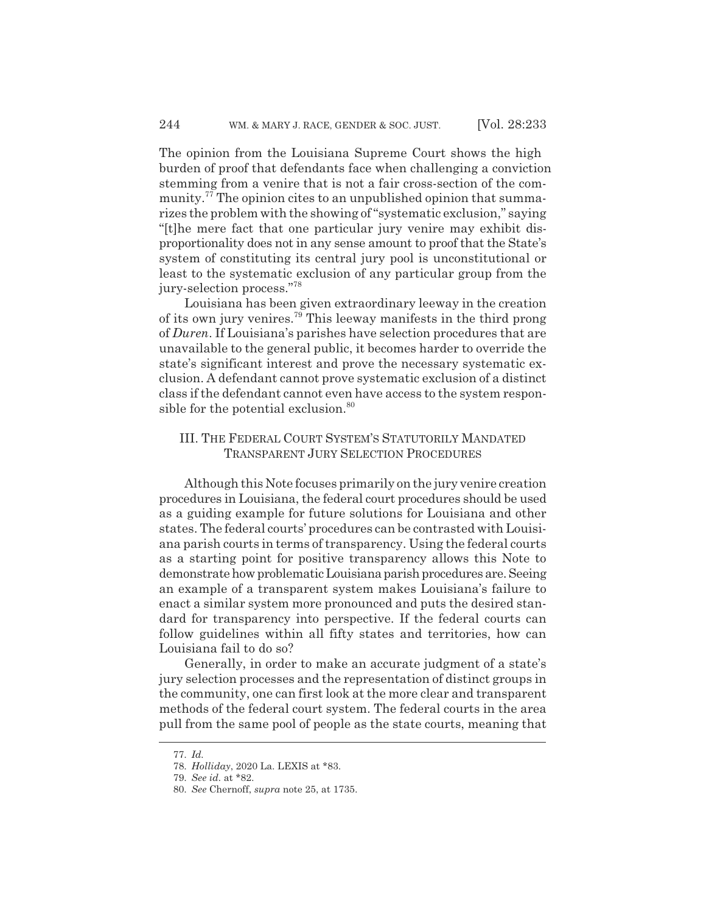The opinion from the Louisiana Supreme Court shows the high burden of proof that defendants face when challenging a conviction stemming from a venire that is not a fair cross-section of the community.[77] The opinion cites to an unpublished opinion that summarizes the problem with the showing of "systematic exclusion," saying "[t]he mere fact that one particular jury venire may exhibit disproportionality does not in any sense amount to proof that the State's system of constituting its central jury pool is unconstitutional or least to the systematic exclusion of any particular group from the jury-selection process."[78]

Louisiana has been given extraordinary leeway in the creation of its own jury venires.[79] This leeway manifests in the third prong of *Duren*. If Louisiana's parishes have selection procedures that are unavailable to the general public, it becomes harder to override the state's significant interest and prove the necessary systematic exclusion. A defendant cannot prove systematic exclusion of a distinct class if the defendant cannot even have access to the system responsible for the potential exclusion.[80]

## III. THE FEDERAL COURT SYSTEM'S STATUTORILY MANDATED TRANSPARENT JURY SELECTION PROCEDURES

Although this Note focuses primarily on the jury venire creation procedures in Louisiana, the federal court procedures should be used as a guiding example for future solutions for Louisiana and other states. The federal courts' procedures can be contrasted with Louisiana parish courts in terms of transparency. Using the federal courts as a starting point for positive transparency allows this Note to demonstrate how problematic Louisiana parish procedures are. Seeing an example of a transparent system makes Louisiana's failure to enact a similar system more pronounced and puts the desired standard for transparency into perspective. If the federal courts can follow guidelines within all fifty states and territories, how can Louisiana fail to do so?

Generally, in order to make an accurate judgment of a state's jury selection processes and the representation of distinct groups in the community, one can first look at the more clear and transparent methods of the federal court system. The federal courts in the area pull from the same pool of people as the state courts, meaning that

77. *Id.*

78. *Holliday*, 2020 La. LEXIS at *83.

79. *See id.* at *82.

80. *See* Chernoff, *supra* note 25, at 1735.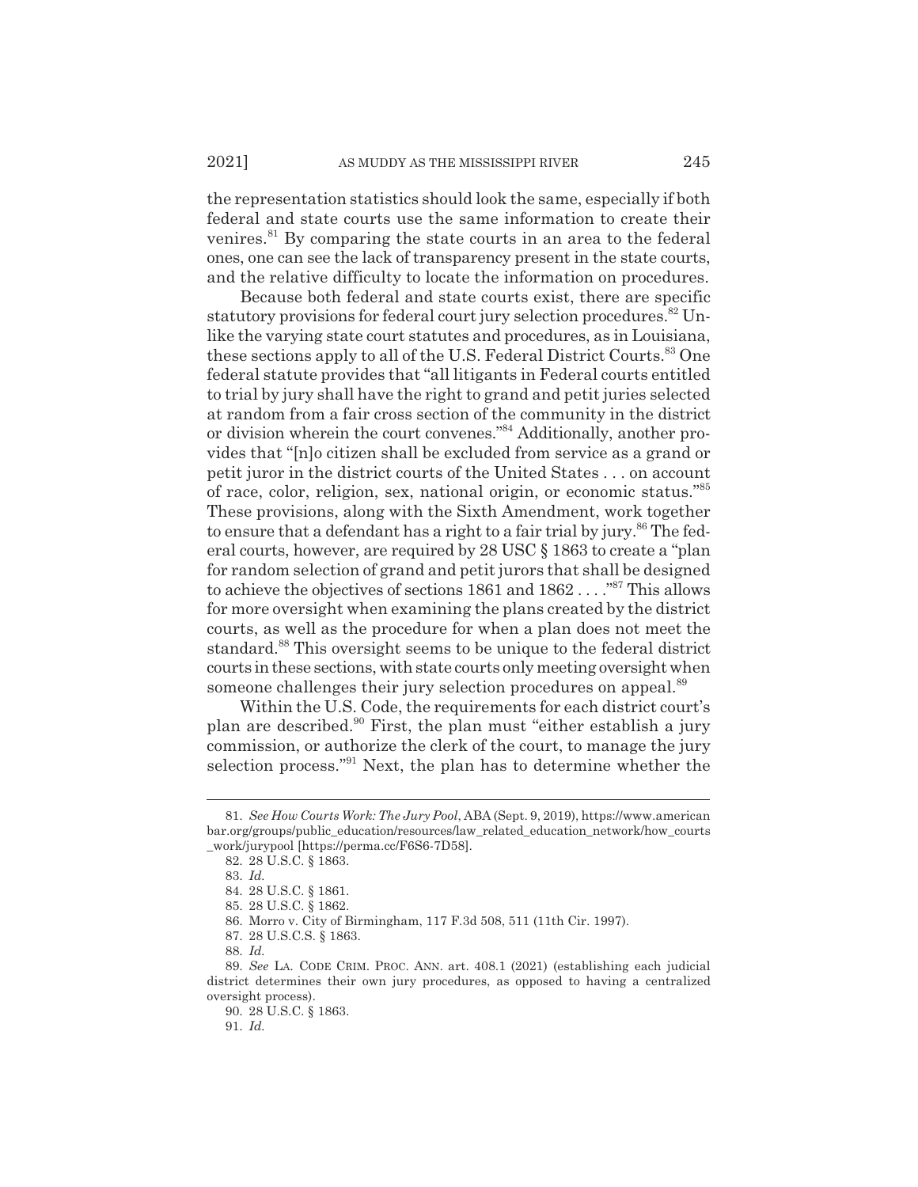the representation statistics should look the same, especially if both federal and state courts use the same information to create their venires.[81] By comparing the state courts in an area to the federal ones, one can see the lack of transparency present in the state courts, and the relative difficulty to locate the information on procedures.

Because both federal and state courts exist, there are specific statutory provisions for federal court jury selection procedures.[82] Unlike the varying state court statutes and procedures, as in Louisiana, these sections apply to all of the U.S. Federal District Courts.[83] One federal statute provides that "all litigants in Federal courts entitled to trial by jury shall have the right to grand and petit juries selected at random from a fair cross section of the community in the district or division wherein the court convenes."[84] Additionally, another provides that "[n]o citizen shall be excluded from service as a grand or petit juror in the district courts of the United States . . . on account of race, color, religion, sex, national origin, or economic status."[85] These provisions, along with the Sixth Amendment, work together to ensure that a defendant has a right to a fair trial by jury.[86] The federal courts, however, are required by 28 USC § 1863 to create a "plan for random selection of grand and petit jurors that shall be designed to achieve the objectives of sections 1861 and 1862 . . . ."[87] This allows for more oversight when examining the plans created by the district courts, as well as the procedure for when a plan does not meet the standard.[88] This oversight seems to be unique to the federal district courts in these sections, with state courts only meeting oversight when someone challenges their jury selection procedures on appeal.[89]

Within the U.S. Code, the requirements for each district court's plan are described.[90] First, the plan must "either establish a jury commission, or authorize the clerk of the court, to manage the jury selection process."[91] Next, the plan has to determine whether the

81. *See How Courts Work: The Jury Pool*, ABA (Sept. 9, 2019), https://www.americanbar.org/groups/public_education/resources/law_related_education_network/how_courts_work/jurypool [https://perma.cc/F6S6-7D58].

82. 28 U.S.C. § 1863.

83. *Id.*

84. 28 U.S.C. § 1861.

85. 28 U.S.C. § 1862.

86. Morro v. City of Birmingham, 117 F.3d 508, 511 (11th Cir. 1997).

87. 28 U.S.C.S. § 1863.

88. *Id.*

89. *See* LA. CODE CRIM. PROC. ANN. art. 408.1 (2021) (establishing each judicial district determines their own jury procedures, as opposed to having a centralized oversight process).

90. 28 U.S.C. § 1863.

91. *Id.*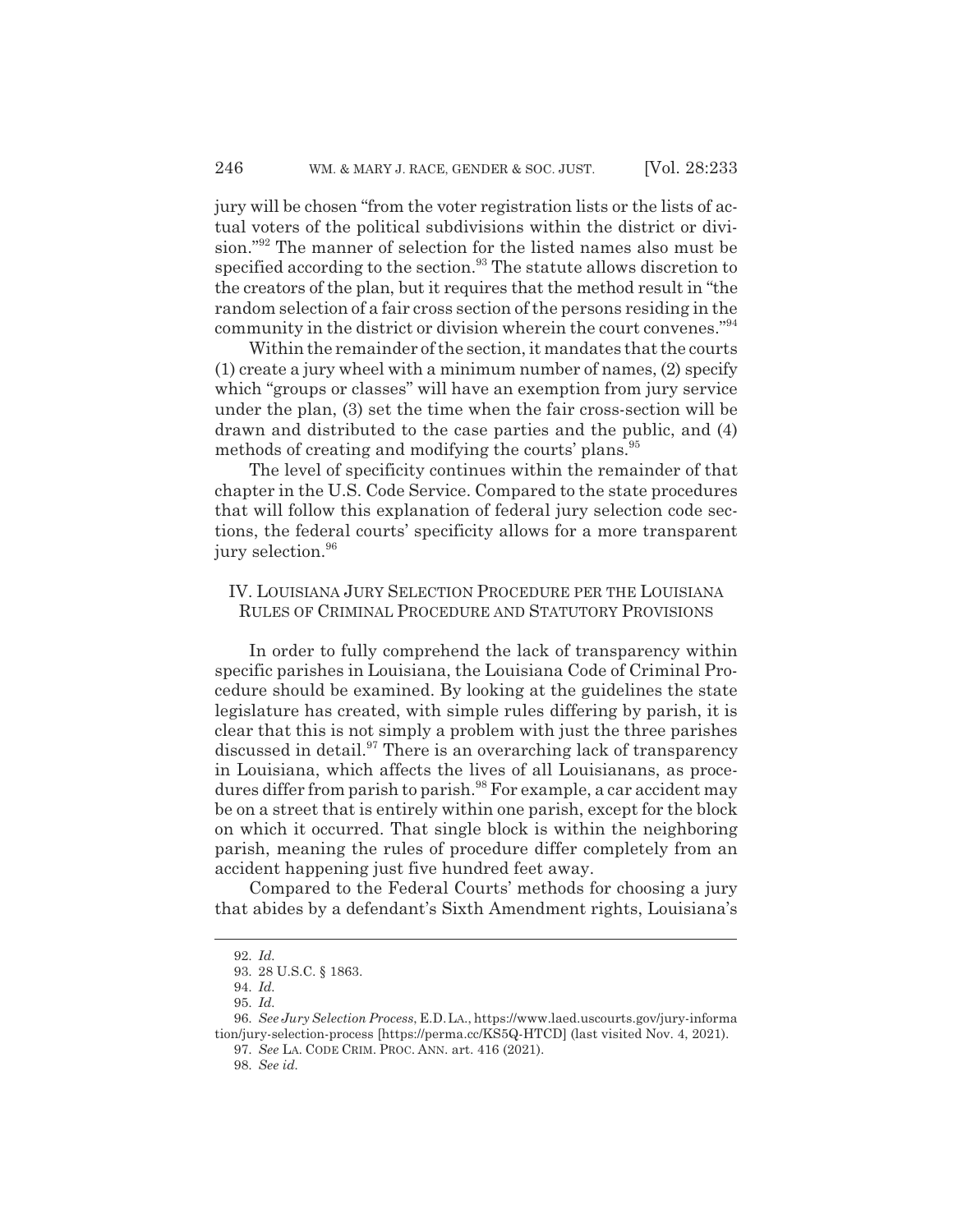jury will be chosen "from the voter registration lists or the lists of actual voters of the political subdivisions within the district or division."[92] The manner of selection for the listed names also must be specified according to the section.[93] The statute allows discretion to the creators of the plan, but it requires that the method result in "the random selection of a fair cross section of the persons residing in the community in the district or division wherein the court convenes."[94]

Within the remainder of the section, it mandates that the courts (1) create a jury wheel with a minimum number of names, (2) specify which "groups or classes" will have an exemption from jury service under the plan, (3) set the time when the fair cross-section will be drawn and distributed to the case parties and the public, and (4) methods of creating and modifying the courts' plans.[95]

The level of specificity continues within the remainder of that chapter in the U.S. Code Service. Compared to the state procedures that will follow this explanation of federal jury selection code sections, the federal courts' specificity allows for a more transparent jury selection.[96]

## IV. LOUISIANA JURY SELECTION PROCEDURE PER THE LOUISIANA RULES OF CRIMINAL PROCEDURE AND STATUTORY PROVISIONS

In order to fully comprehend the lack of transparency within specific parishes in Louisiana, the Louisiana Code of Criminal Procedure should be examined. By looking at the guidelines the state legislature has created, with simple rules differing by parish, it is clear that this is not simply a problem with just the three parishes discussed in detail.[97] There is an overarching lack of transparency in Louisiana, which affects the lives of all Louisianans, as procedures differ from parish to parish.[98] For example, a car accident may be on a street that is entirely within one parish, except for the block on which it occurred. That single block is within the neighboring parish, meaning the rules of procedure differ completely from an accident happening just five hundred feet away.

Compared to the Federal Courts' methods for choosing a jury that abides by a defendant's Sixth Amendment rights, Louisiana's

---

92. *Id.*

93. 28 U.S.C. § 1863.

94. *Id.*

95. *Id.*

96. *See Jury Selection Process*, E.D. LA., https://www.laed.uscourts.gov/jury-information/jury-selection-process [https://perma.cc/KS5Q-HTCD] (last visited Nov. 4, 2021).

97. *See* LA. CODE CRIM. PROC. ANN. art. 416 (2021).

98. *See id.*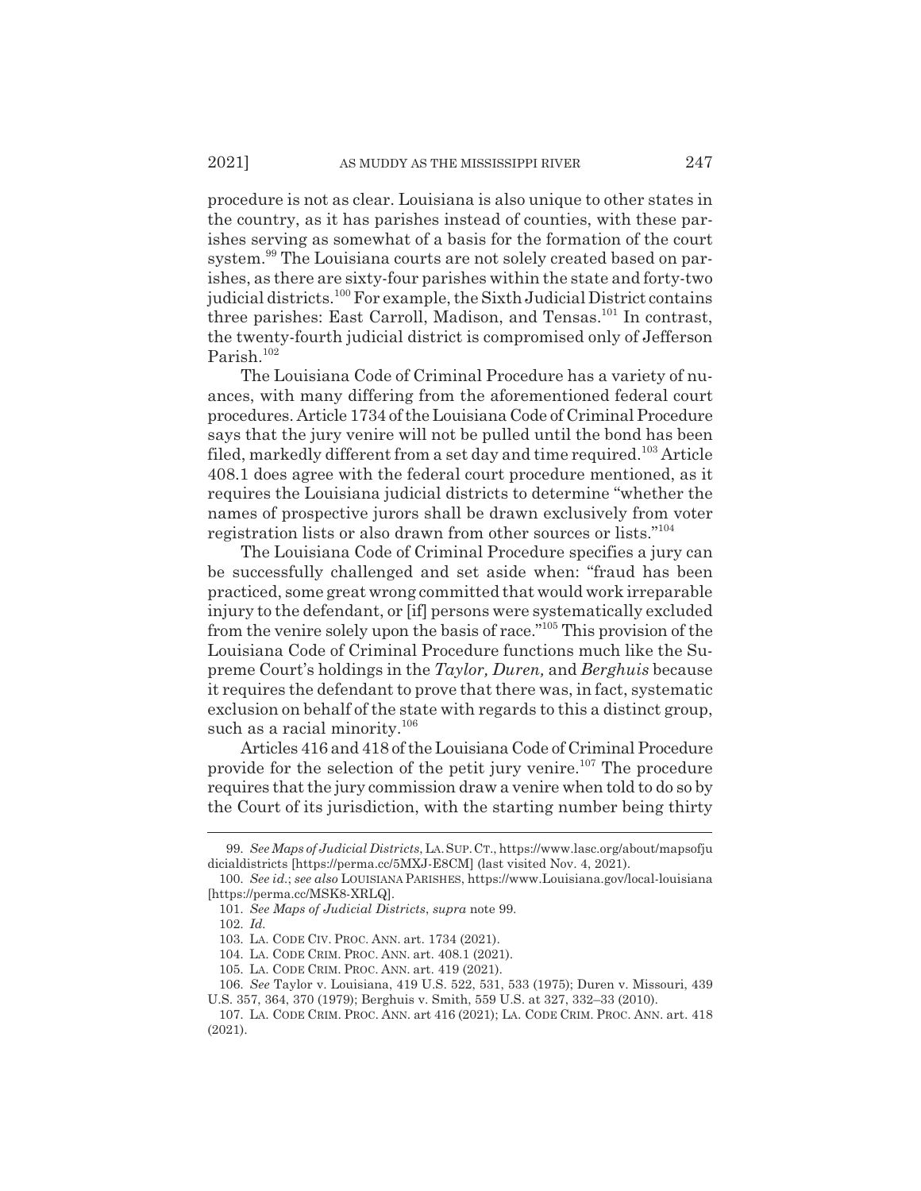procedure is not as clear. Louisiana is also unique to other states in the country, as it has parishes instead of counties, with these parishes serving as somewhat of a basis for the formation of the court system.[99] The Louisiana courts are not solely created based on parishes, as there are sixty-four parishes within the state and forty-two judicial districts.[100] For example, the Sixth Judicial District contains three parishes: East Carroll, Madison, and Tensas.[101] In contrast, the twenty-fourth judicial district is compromised only of Jefferson Parish.[102]

The Louisiana Code of Criminal Procedure has a variety of nuances, with many differing from the aforementioned federal court procedures. Article 1734 of the Louisiana Code of Criminal Procedure says that the jury venire will not be pulled until the bond has been filed, markedly different from a set day and time required.[103] Article 408.1 does agree with the federal court procedure mentioned, as it requires the Louisiana judicial districts to determine "whether the names of prospective jurors shall be drawn exclusively from voter registration lists or also drawn from other sources or lists."[104]

The Louisiana Code of Criminal Procedure specifies a jury can be successfully challenged and set aside when: "fraud has been practiced, some great wrong committed that would work irreparable injury to the defendant, or [if] persons were systematically excluded from the venire solely upon the basis of race."[105] This provision of the Louisiana Code of Criminal Procedure functions much like the Supreme Court's holdings in the *Taylor, Duren,* and *Berghuis* because it requires the defendant to prove that there was, in fact, systematic exclusion on behalf of the state with regards to this a distinct group, such as a racial minority.[106]

Articles 416 and 418 of the Louisiana Code of Criminal Procedure provide for the selection of the petit jury venire.[107] The procedure requires that the jury commission draw a venire when told to do so by the Court of its jurisdiction, with the starting number being thirty

---

99. *See Maps of Judicial Districts*, LA. SUP. CT., https://www.lasc.org/about/mapsofjudicialdistricts [https://perma.cc/5MXJ-E8CM] (last visited Nov. 4, 2021).

100. *See id.*; *see also* LOUISIANA PARISHES, https://www.Louisiana.gov/local-louisiana [https://perma.cc/MSK8-XRLQ].

101. *See Maps of Judicial Districts*, *supra* note 99.

102. *Id.*

103. LA. CODE CIV. PROC. ANN. art. 1734 (2021).

104. LA. CODE CRIM. PROC. ANN. art. 408.1 (2021).

105. LA. CODE CRIM. PROC. ANN. art. 419 (2021).

106. *See* Taylor v. Louisiana, 419 U.S. 522, 531, 533 (1975); Duren v. Missouri, 439 U.S. 357, 364, 370 (1979); Berghuis v. Smith, 559 U.S. at 327, 332–33 (2010).

107. LA. CODE CRIM. PROC. ANN. art 416 (2021); LA. CODE CRIM. PROC. ANN. art. 418 (2021).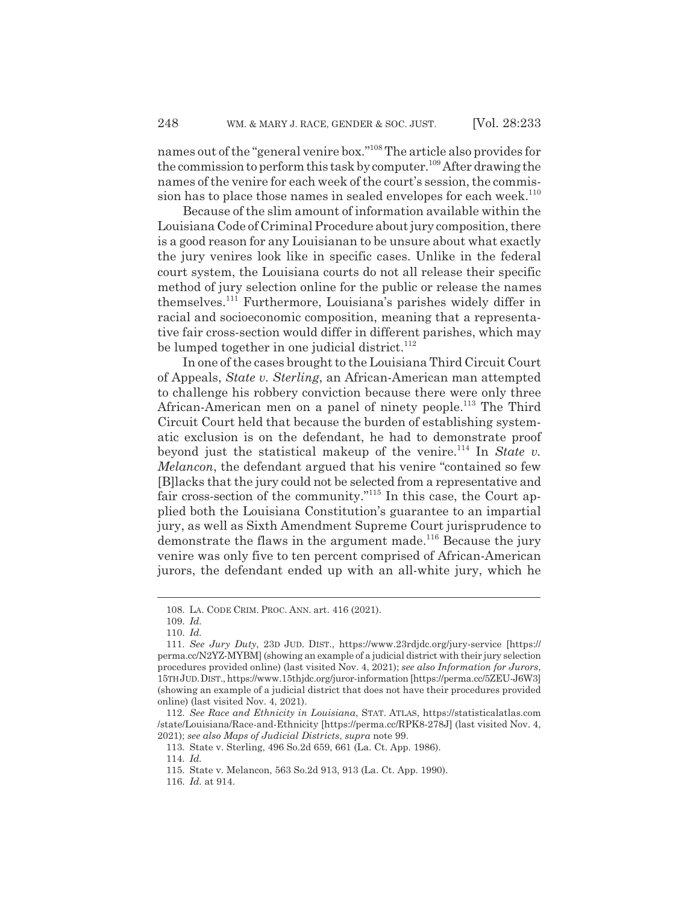names out of the "general venire box."[108] The article also provides for the commission to perform this task by computer.[109] After drawing the names of the venire for each week of the court's session, the commission has to place those names in sealed envelopes for each week.[110]

Because of the slim amount of information available within the Louisiana Code of Criminal Procedure about jury composition, there is a good reason for any Louisianan to be unsure about what exactly the jury venires look like in specific cases. Unlike in the federal court system, the Louisiana courts do not all release their specific method of jury selection online for the public or release the names themselves.[111] Furthermore, Louisiana's parishes widely differ in racial and socioeconomic composition, meaning that a representative fair cross-section would differ in different parishes, which may be lumped together in one judicial district.[112]

In one of the cases brought to the Louisiana Third Circuit Court of Appeals, *State v. Sterling*, an African-American man attempted to challenge his robbery conviction because there were only three African-American men on a panel of ninety people.[113] The Third Circuit Court held that because the burden of establishing systematic exclusion is on the defendant, he had to demonstrate proof beyond just the statistical makeup of the venire.[114] In *State v. Melancon*, the defendant argued that his venire "contained so few [B]lacks that the jury could not be selected from a representative and fair cross-section of the community."[115] In this case, the Court applied both the Louisiana Constitution's guarantee to an impartial jury, as well as Sixth Amendment Supreme Court jurisprudence to demonstrate the flaws in the argument made.[116] Because the jury venire was only five to ten percent comprised of African-American jurors, the defendant ended up with an all-white jury, which he

---

108. LA. CODE CRIM. PROC. ANN. art. 416 (2021).

109. *Id.*

110. *Id.*

111. *See Jury Duty*, 23D JUD. DIST., https://www.23rdjdc.org/jury-service [https://perma.cc/N2YZ-MYBM] (showing an example of a judicial district with their jury selection procedures provided online) (last visited Nov. 4, 2021); *see also Information for Jurors*, 15TH JUD. DIST., https://www.15thjdc.org/juror-information [https://perma.cc/5ZEU-J6W3] (showing an example of a judicial district that does not have their procedures provided online) (last visited Nov. 4, 2021).

112. *See Race and Ethnicity in Louisiana*, STAT. ATLAS, https://statisticalatlas.com/state/Louisiana/Race-and-Ethnicity [https://perma.cc/RPK8-278J] (last visited Nov. 4, 2021); *see also Maps of Judicial Districts*, *supra* note 99.

113. State v. Sterling, 496 So.2d 659, 661 (La. Ct. App. 1986).

114. *Id.*

115. State v. Melancon, 563 So.2d 913, 913 (La. Ct. App. 1990).

116. *Id.* at 914.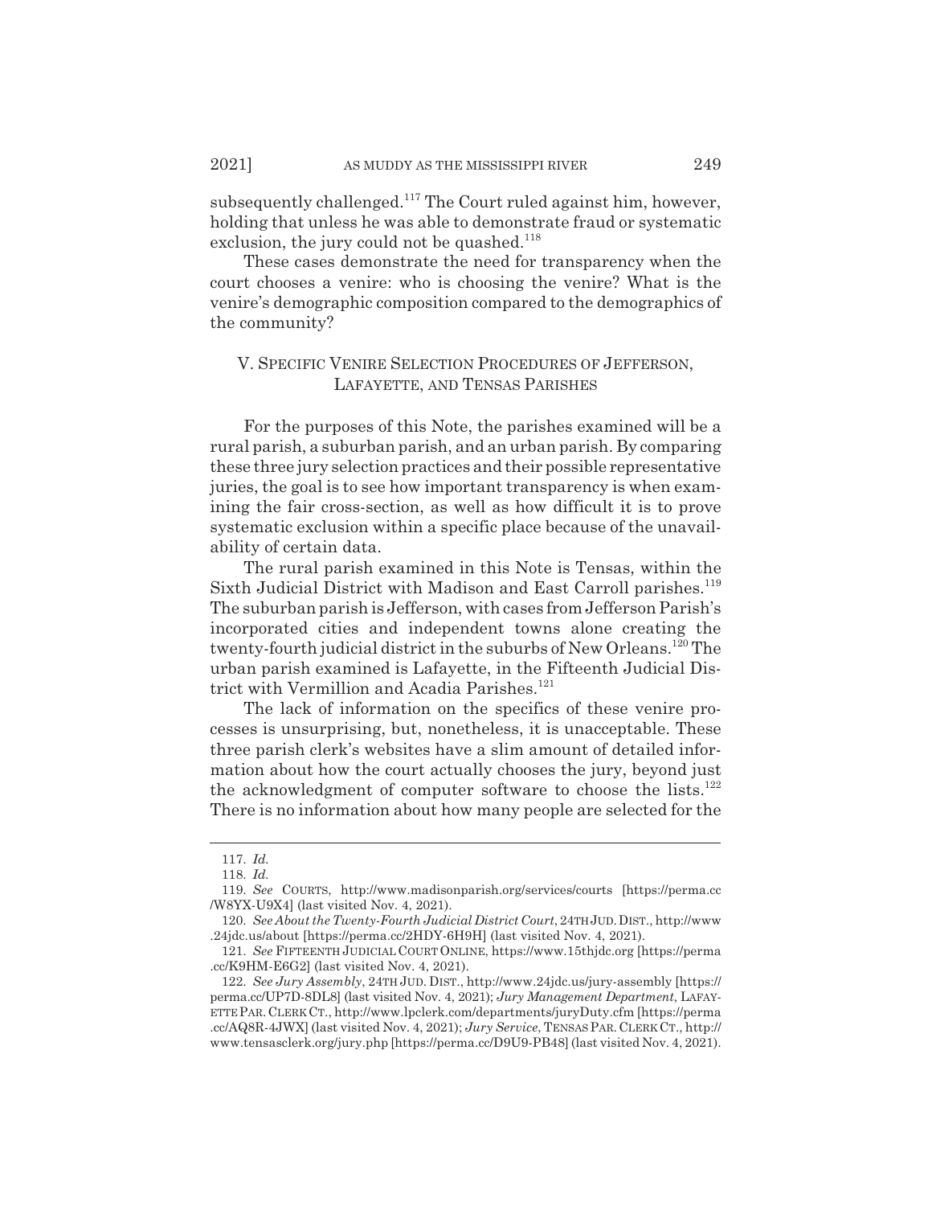subsequently challenged.[117] The Court ruled against him, however, holding that unless he was able to demonstrate fraud or systematic exclusion, the jury could not be quashed.[118]

These cases demonstrate the need for transparency when the court chooses a venire: who is choosing the venire? What is the venire's demographic composition compared to the demographics of the community?

## V. SPECIFIC VENIRE SELECTION PROCEDURES OF JEFFERSON, LAFAYETTE, AND TENSAS PARISHES

For the purposes of this Note, the parishes examined will be a rural parish, a suburban parish, and an urban parish. By comparing these three jury selection practices and their possible representative juries, the goal is to see how important transparency is when examining the fair cross-section, as well as how difficult it is to prove systematic exclusion within a specific place because of the unavailability of certain data.

The rural parish examined in this Note is Tensas, within the Sixth Judicial District with Madison and East Carroll parishes.[119] The suburban parish is Jefferson, with cases from Jefferson Parish's incorporated cities and independent towns alone creating the twenty-fourth judicial district in the suburbs of New Orleans.[120] The urban parish examined is Lafayette, in the Fifteenth Judicial District with Vermillion and Acadia Parishes.[121]

The lack of information on the specifics of these venire processes is unsurprising, but, nonetheless, it is unacceptable. These three parish clerk's websites have a slim amount of detailed information about how the court actually chooses the jury, beyond just the acknowledgment of computer software to choose the lists.[122] There is no information about how many people are selected for the

---

117. *Id.*

118. *Id.*

119. *See* COURTS, http://www.madisonparish.org/services/courts [https://perma.cc/W8YX-U9X4] (last visited Nov. 4, 2021).

120. *See About the Twenty-Fourth Judicial District Court*, 24TH JUD. DIST., http://www.24jdc.us/about [https://perma.cc/2HDY-6H9H] (last visited Nov. 4, 2021).

121. *See* FIFTEENTH JUDICIAL COURT ONLINE, https://www.15thjdc.org [https://perma.cc/K9HM-E6G2] (last visited Nov. 4, 2021).

122. *See Jury Assembly*, 24TH JUD. DIST., http://www.24jdc.us/jury-assembly [https://perma.cc/UP7D-8DL8] (last visited Nov. 4, 2021); *Jury Management Department*, LAFAYETTE PAR. CLERK CT., http://www.lpclerk.com/departments/juryDuty.cfm [https://perma.cc/AQ8R-4JWX] (last visited Nov. 4, 2021); *Jury Service*, TENSAS PAR. CLERK CT., http://www.tensasclerk.org/jury.php [https://perma.cc/D9U9-PB48] (last visited Nov. 4, 2021).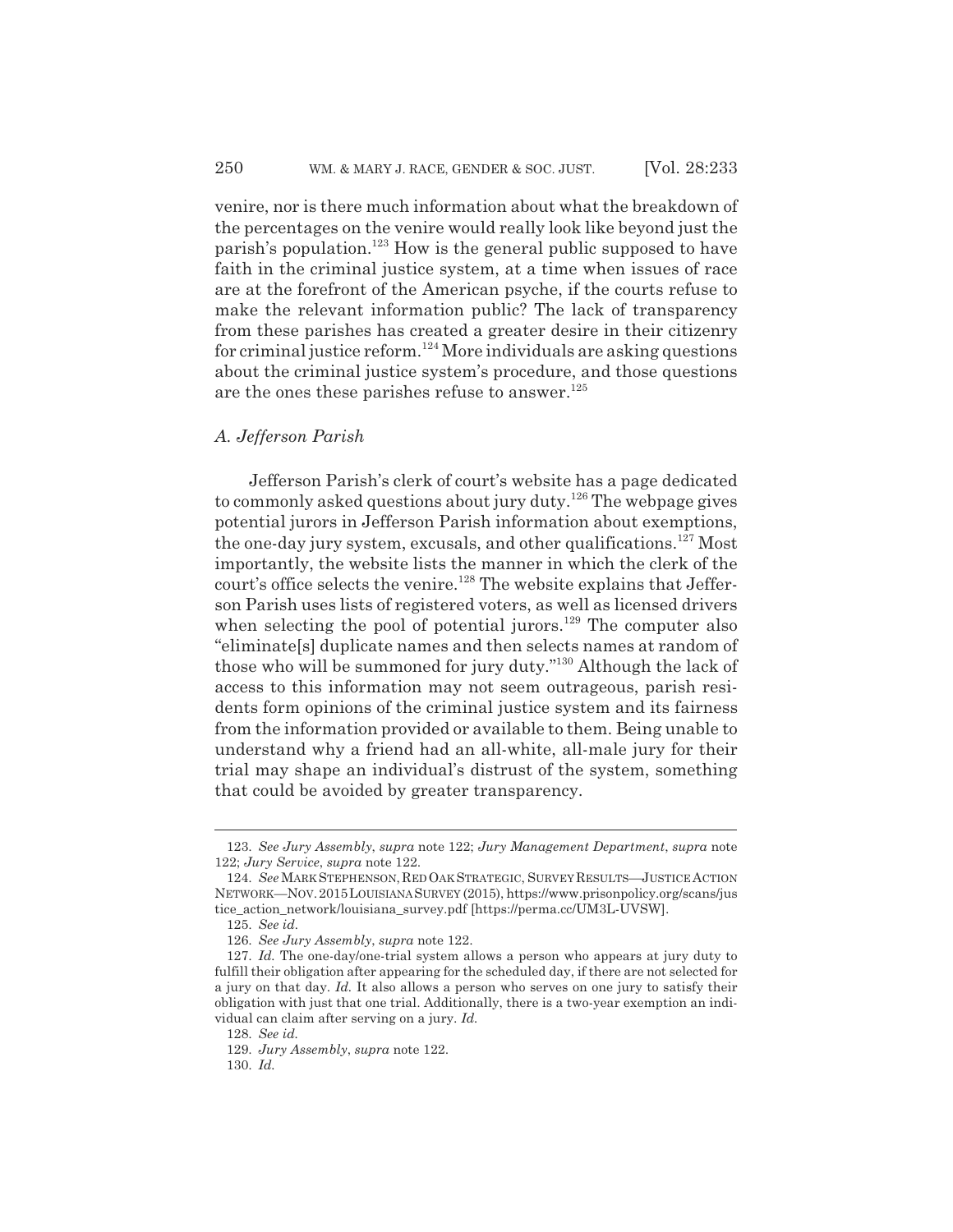venire, nor is there much information about what the breakdown of the percentages on the venire would really look like beyond just the parish's population.[123] How is the general public supposed to have faith in the criminal justice system, at a time when issues of race are at the forefront of the American psyche, if the courts refuse to make the relevant information public? The lack of transparency from these parishes has created a greater desire in their citizenry for criminal justice reform.[124] More individuals are asking questions about the criminal justice system's procedure, and those questions are the ones these parishes refuse to answer.[125]

### *A. Jefferson Parish*

Jefferson Parish's clerk of court's website has a page dedicated to commonly asked questions about jury duty.[126] The webpage gives potential jurors in Jefferson Parish information about exemptions, the one-day jury system, excusals, and other qualifications.[127] Most importantly, the website lists the manner in which the clerk of the court's office selects the venire.[128] The website explains that Jefferson Parish uses lists of registered voters, as well as licensed drivers when selecting the pool of potential jurors.[129] The computer also "eliminate[s] duplicate names and then selects names at random of those who will be summoned for jury duty."[130] Although the lack of access to this information may not seem outrageous, parish residents form opinions of the criminal justice system and its fairness from the information provided or available to them. Being unable to understand why a friend had an all-white, all-male jury for their trial may shape an individual's distrust of the system, something that could be avoided by greater transparency.

---

123. *See Jury Assembly*, *supra* note 122; *Jury Management Department*, *supra* note 122; *Jury Service*, *supra* note 122.

124. *See* MARK STEPHENSON, RED OAK STRATEGIC, SURVEY RESULTS—JUSTICE ACTION NETWORK—NOV. 2015 LOUISIANA SURVEY (2015), https://www.prisonpolicy.org/scans/justice_action_network/louisiana_survey.pdf [https://perma.cc/UM3L-UVSW].

125. *See id.*

126. *See Jury Assembly*, *supra* note 122.

127. *Id.* The one-day/one-trial system allows a person who appears at jury duty to fulfill their obligation after appearing for the scheduled day, if there are not selected for a jury on that day. *Id.* It also allows a person who serves on one jury to satisfy their obligation with just that one trial. Additionally, there is a two-year exemption an individual can claim after serving on a jury. *Id.*

128. *See id.*

129. *Jury Assembly*, *supra* note 122.

130. *Id.*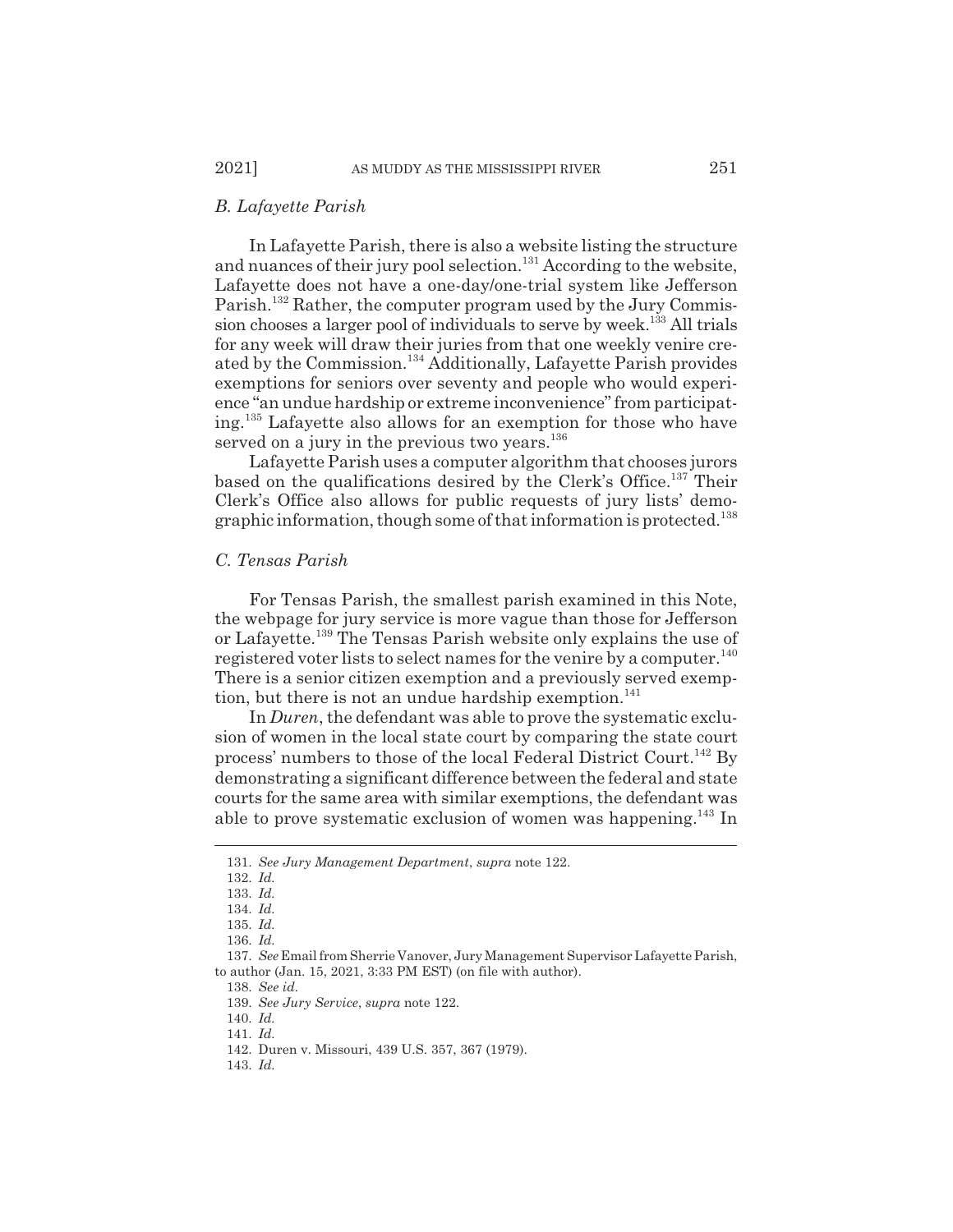### *B. Lafayette Parish*

In Lafayette Parish, there is also a website listing the structure and nuances of their jury pool selection.[131] According to the website, Lafayette does not have a one-day/one-trial system like Jefferson Parish.[132] Rather, the computer program used by the Jury Commission chooses a larger pool of individuals to serve by week.[133] All trials for any week will draw their juries from that one weekly venire created by the Commission.[134] Additionally, Lafayette Parish provides exemptions for seniors over seventy and people who would experience "an undue hardship or extreme inconvenience" from participating.[135] Lafayette also allows for an exemption for those who have served on a jury in the previous two years.[136]

Lafayette Parish uses a computer algorithm that chooses jurors based on the qualifications desired by the Clerk's Office.[137] Their Clerk's Office also allows for public requests of jury lists' demographic information, though some of that information is protected.[138]

### *C. Tensas Parish*

For Tensas Parish, the smallest parish examined in this Note, the webpage for jury service is more vague than those for Jefferson or Lafayette.[139] The Tensas Parish website only explains the use of registered voter lists to select names for the venire by a computer.[140] There is a senior citizen exemption and a previously served exemption, but there is not an undue hardship exemption.[141]

In *Duren*, the defendant was able to prove the systematic exclusion of women in the local state court by comparing the state court process' numbers to those of the local Federal District Court.[142] By demonstrating a significant difference between the federal and state courts for the same area with similar exemptions, the defendant was able to prove systematic exclusion of women was happening.[143] In

---

131. *See Jury Management Department*, *supra* note 122.

132. *Id.*

133. *Id.*

134. *Id.*

135. *Id.*

136. *Id.*

137. *See* Email from Sherrie Vanover, Jury Management Supervisor Lafayette Parish, to author (Jan. 15, 2021, 3:33 PM EST) (on file with author).

138. *See id.*

139. *See Jury Service*, *supra* note 122.

140. *Id.*

141. *Id.*

142. Duren v. Missouri, 439 U.S. 357, 367 (1979).

143. *Id.*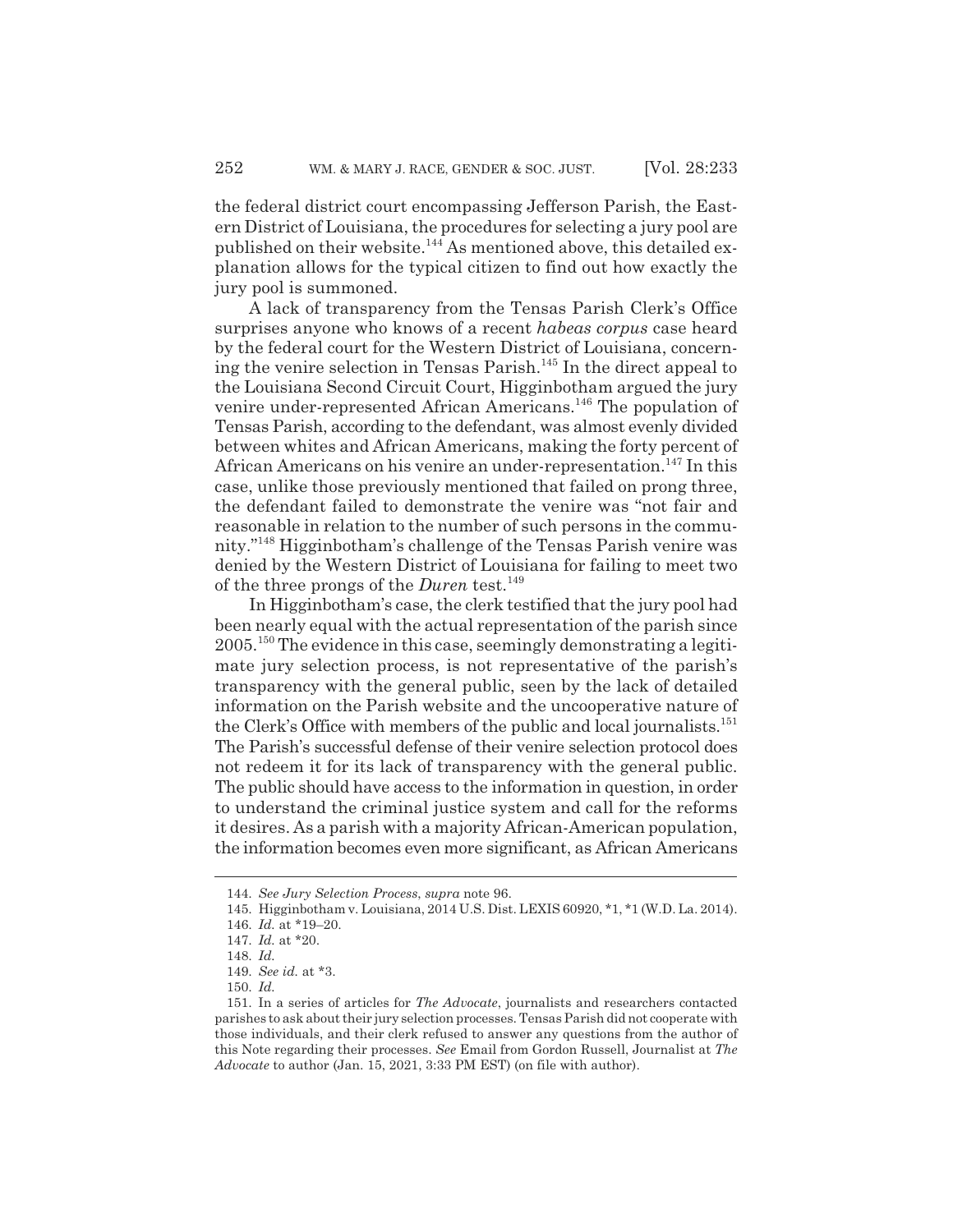the federal district court encompassing Jefferson Parish, the Eastern District of Louisiana, the procedures for selecting a jury pool are published on their website.[144] As mentioned above, this detailed explanation allows for the typical citizen to find out how exactly the jury pool is summoned.

A lack of transparency from the Tensas Parish Clerk's Office surprises anyone who knows of a recent *habeas corpus* case heard by the federal court for the Western District of Louisiana, concerning the venire selection in Tensas Parish.[145] In the direct appeal to the Louisiana Second Circuit Court, Higginbotham argued the jury venire under-represented African Americans.[146] The population of Tensas Parish, according to the defendant, was almost evenly divided between whites and African Americans, making the forty percent of African Americans on his venire an under-representation.[147] In this case, unlike those previously mentioned that failed on prong three, the defendant failed to demonstrate the venire was "not fair and reasonable in relation to the number of such persons in the community."[148] Higginbotham's challenge of the Tensas Parish venire was denied by the Western District of Louisiana for failing to meet two of the three prongs of the *Duren* test.[149]

In Higginbotham's case, the clerk testified that the jury pool had been nearly equal with the actual representation of the parish since 2005.[150] The evidence in this case, seemingly demonstrating a legitimate jury selection process, is not representative of the parish's transparency with the general public, seen by the lack of detailed information on the Parish website and the uncooperative nature of the Clerk's Office with members of the public and local journalists.[151] The Parish's successful defense of their venire selection protocol does not redeem it for its lack of transparency with the general public. The public should have access to the information in question, in order to understand the criminal justice system and call for the reforms it desires. As a parish with a majority African-American population, the information becomes even more significant, as African Americans

---

144. *See Jury Selection Process*, *supra* note 96.

145. Higginbotham v. Louisiana, 2014 U.S. Dist. LEXIS 60920, *1, *1 (W.D. La. 2014).

146. *Id.* at *19–20.

147. *Id.* at *20.

148. *Id.*

149. *See id.* at *3.

150. *Id.*

151. In a series of articles for *The Advocate*, journalists and researchers contacted parishes to ask about their jury selection processes. Tensas Parish did not cooperate with those individuals, and their clerk refused to answer any questions from the author of this Note regarding their processes. *See* Email from Gordon Russell, Journalist at *The Advocate* to author (Jan. 15, 2021, 3:33 PM EST) (on file with author).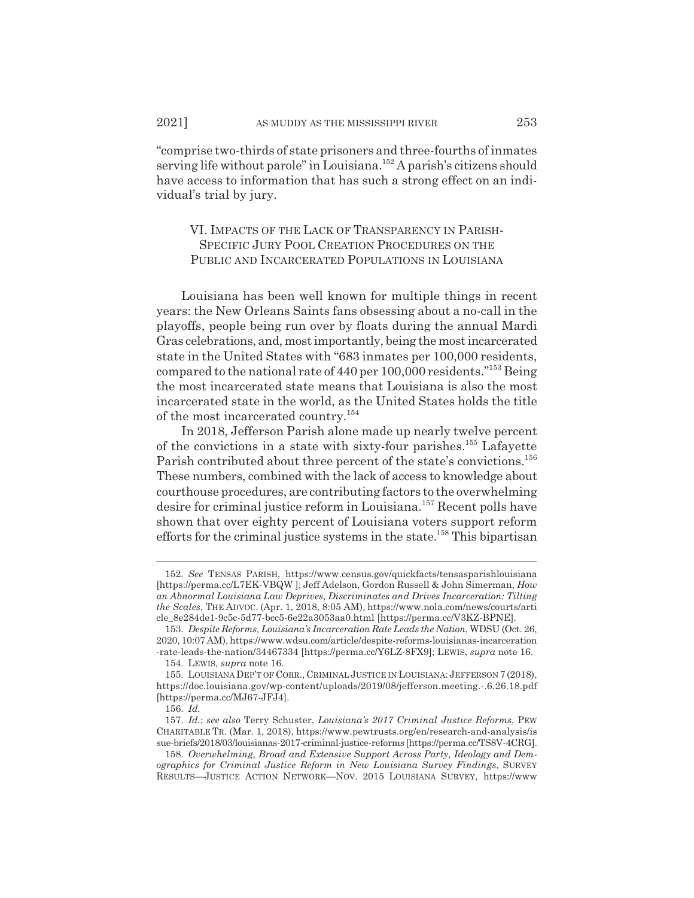"comprise two-thirds of state prisoners and three-fourths of inmates serving life without parole" in Louisiana.[152] A parish's citizens should have access to information that has such a strong effect on an individual's trial by jury.

## VI. IMPACTS OF THE LACK OF TRANSPARENCY IN PARISH-SPECIFIC JURY POOL CREATION PROCEDURES ON THE PUBLIC AND INCARCERATED POPULATIONS IN LOUISIANA

Louisiana has been well known for multiple things in recent years: the New Orleans Saints fans obsessing about a no-call in the playoffs, people being run over by floats during the annual Mardi Gras celebrations, and, most importantly, being the most incarcerated state in the United States with "683 inmates per 100,000 residents, compared to the national rate of 440 per 100,000 residents."[153] Being the most incarcerated state means that Louisiana is also the most incarcerated state in the world, as the United States holds the title of the most incarcerated country.[154]

In 2018, Jefferson Parish alone made up nearly twelve percent of the convictions in a state with sixty-four parishes.[155] Lafayette Parish contributed about three percent of the state's convictions.[156] These numbers, combined with the lack of access to knowledge about courthouse procedures, are contributing factors to the overwhelming desire for criminal justice reform in Louisiana.[157] Recent polls have shown that over eighty percent of Louisiana voters support reform efforts for the criminal justice systems in the state.[158] This bipartisan

---

152. *See* TENSAS PARISH, https://www.census.gov/quickfacts/tensasparishlouisiana [https://perma.cc/L7EK-VBQW]; Jeff Adelson, Gordon Russell & John Simerman, *How an Abnormal Louisiana Law Deprives, Discriminates and Drives Incarceration: Tilting the Scales*, THE ADVOC. (Apr. 1, 2018, 8:05 AM), https://www.nola.com/news/courts/article_8e284de1-9c5c-5d77-bcc5-6e22a3053aa0.html [https://perma.cc/V3KZ-BPNE].

153. *Despite Reforms, Louisiana's Incarceration Rate Leads the Nation*, WDSU (Oct. 26, 2020, 10:07 AM), https://www.wdsu.com/article/despite-reforms-louisianas-incarceration-rate-leads-the-nation/34467334 [https://perma.cc/Y6LZ-8FX9]; LEWIS, *supra* note 16.

154. LEWIS, *supra* note 16.

155. LOUISIANA DEP'T OF CORR., CRIMINAL JUSTICE IN LOUISIANA: JEFFERSON 7 (2018), https://doc.louisiana.gov/wp-content/uploads/2019/08/jefferson.meeting.-.6.26.18.pdf [https://perma.cc/MJ67-JFJ4].

156. *Id.*

157. *Id.*; *see also* Terry Schuster, *Louisiana's 2017 Criminal Justice Reforms*, PEW CHARITABLE TR. (Mar. 1, 2018), https://www.pewtrusts.org/en/research-and-analysis/issue-briefs/2018/03/louisianas-2017-criminal-justice-reforms [https://perma.cc/TS8V-4CRG].

158. *Overwhelming, Broad and Extensive Support Across Party, Ideology and Demographics for Criminal Justice Reform in New Louisiana Survey Findings*, SURVEY RESULTS—JUSTICE ACTION NETWORK—NOV. 2015 LOUISIANA SURVEY, https://www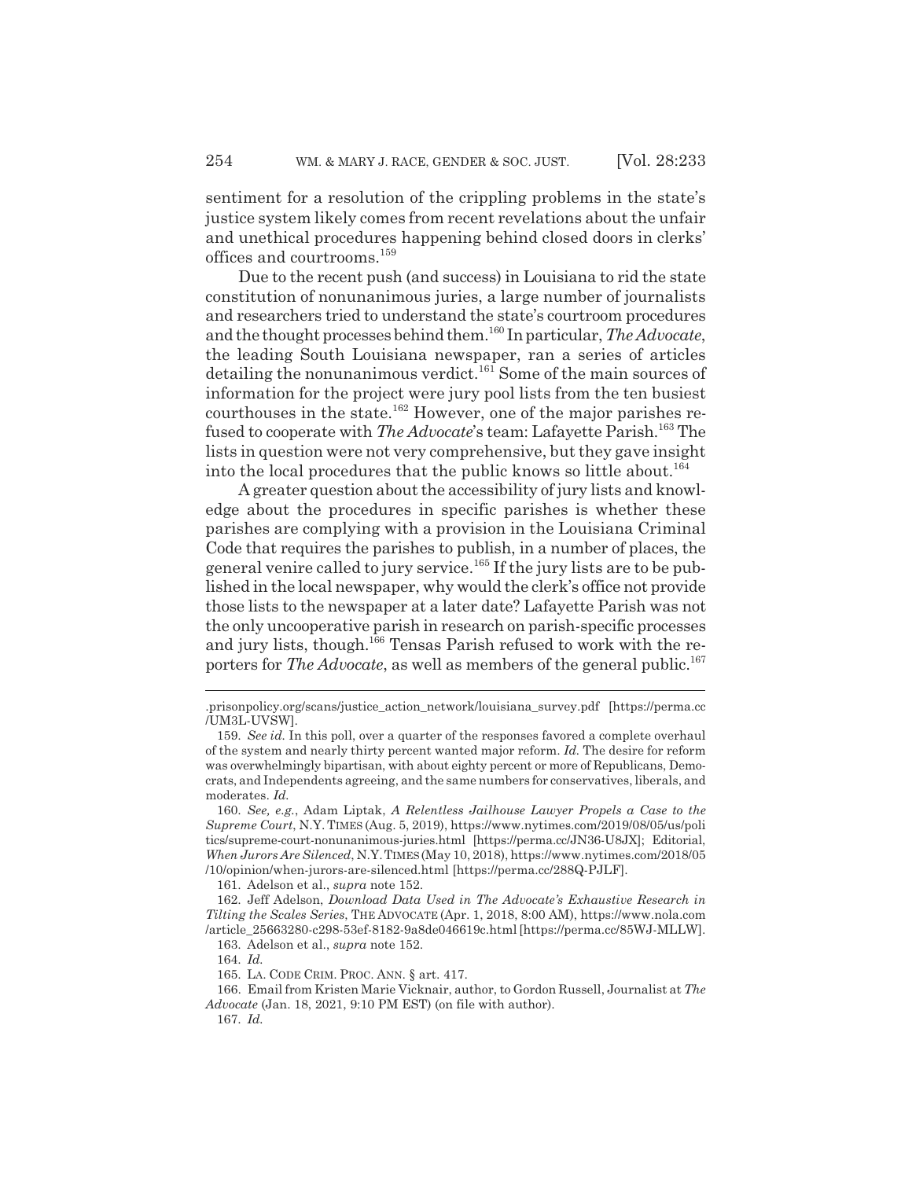sentiment for a resolution of the crippling problems in the state's justice system likely comes from recent revelations about the unfair and unethical procedures happening behind closed doors in clerks' offices and courtrooms.[159]

Due to the recent push (and success) in Louisiana to rid the state constitution of nonunanimous juries, a large number of journalists and researchers tried to understand the state's courtroom procedures and the thought processes behind them.[160] In particular, *The Advocate*, the leading South Louisiana newspaper, ran a series of articles detailing the nonunanimous verdict.[161] Some of the main sources of information for the project were jury pool lists from the ten busiest courthouses in the state.[162] However, one of the major parishes refused to cooperate with *The Advocate*'s team: Lafayette Parish.[163] The lists in question were not very comprehensive, but they gave insight into the local procedures that the public knows so little about.[164]

A greater question about the accessibility of jury lists and knowledge about the procedures in specific parishes is whether these parishes are complying with a provision in the Louisiana Criminal Code that requires the parishes to publish, in a number of places, the general venire called to jury service.[165] If the jury lists are to be published in the local newspaper, why would the clerk's office not provide those lists to the newspaper at a later date? Lafayette Parish was not the only uncooperative parish in research on parish-specific processes and jury lists, though.[166] Tensas Parish refused to work with the reporters for *The Advocate*, as well as members of the general public.[167]

---

.prisonpolicy.org/scans/justice_action_network/louisiana_survey.pdf [https://perma.cc/UM3L-UVSW].

159. *See id.* In this poll, over a quarter of the responses favored a complete overhaul of the system and nearly thirty percent wanted major reform. *Id.* The desire for reform was overwhelmingly bipartisan, with about eighty percent or more of Republicans, Democrats, and Independents agreeing, and the same numbers for conservatives, liberals, and moderates. *Id.*

160. *See, e.g.*, Adam Liptak, *A Relentless Jailhouse Lawyer Propels a Case to the Supreme Court*, N.Y. TIMES (Aug. 5, 2019), https://www.nytimes.com/2019/08/05/us/politics/supreme-court-nonunanimous-juries.html [https://perma.cc/JN36-U8JX]; Editorial, *When Jurors Are Silenced*, N.Y. TIMES (May 10, 2018), https://www.nytimes.com/2018/05/10/opinion/when-jurors-are-silenced.html [https://perma.cc/288Q-PJLF].

161. Adelson et al., *supra* note 152.

162. Jeff Adelson, *Download Data Used in The Advocate's Exhaustive Research in Tilting the Scales Series*, THE ADVOCATE (Apr. 1, 2018, 8:00 AM), https://www.nola.com/article_25663280-c298-53ef-8182-9a8de046619c.html [https://perma.cc/85WJ-MLLW].

163. Adelson et al., *supra* note 152.

164. *Id.*

165. LA. CODE CRIM. PROC. ANN. § art. 417.

166. Email from Kristen Marie Vicknair, author, to Gordon Russell, Journalist at *The Advocate* (Jan. 18, 2021, 9:10 PM EST) (on file with author).

167. *Id.*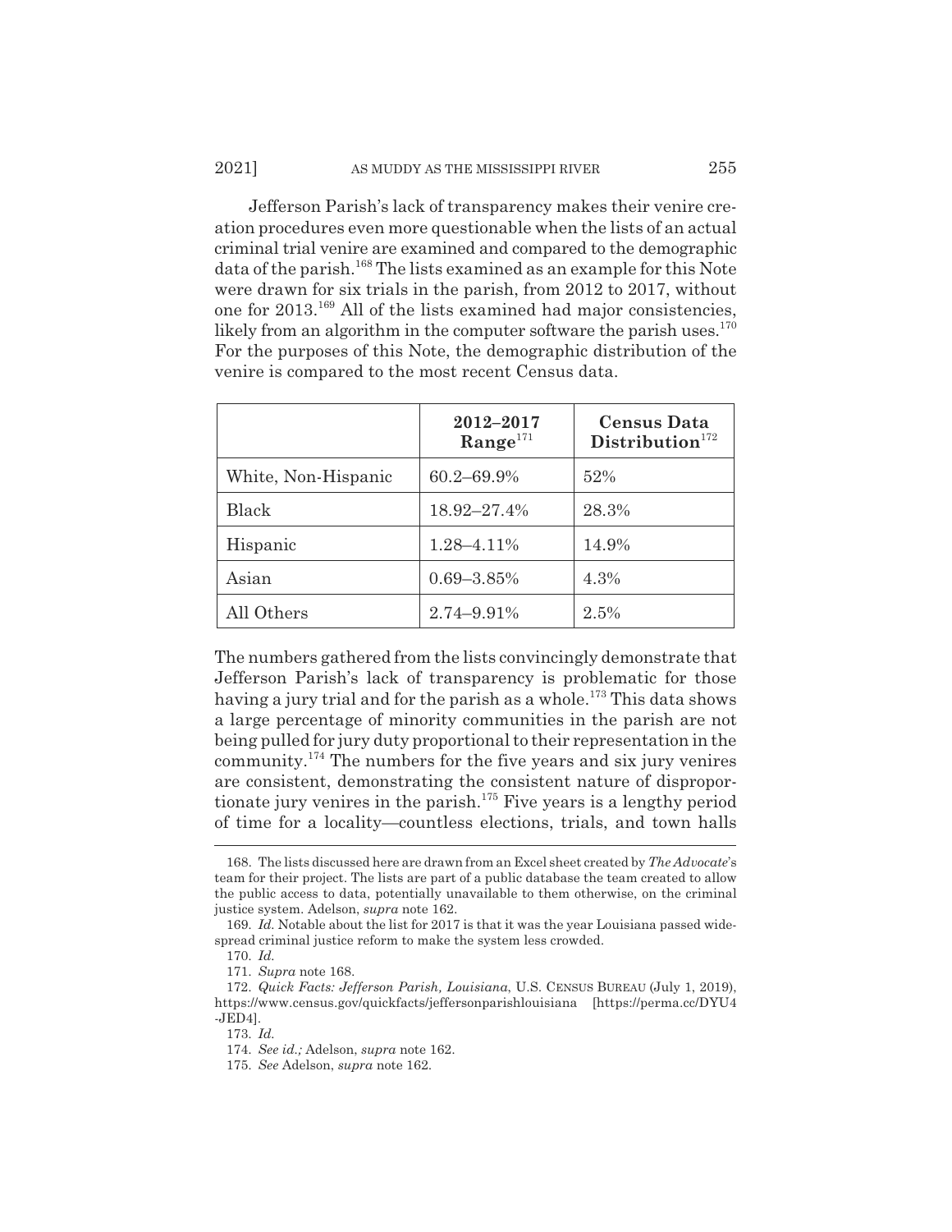Jefferson Parish's lack of transparency makes their venire creation procedures even more questionable when the lists of an actual criminal trial venire are examined and compared to the demographic data of the parish.[168] The lists examined as an example for this Note were drawn for six trials in the parish, from 2012 to 2017, without one for 2013.[169] All of the lists examined had major consistencies, likely from an algorithm in the computer software the parish uses.[170] For the purposes of this Note, the demographic distribution of the venire is compared to the most recent Census data.

| | **2012–2017 Range**[171] | **Census Data Distribution**[172] |
|---|---|---|
| White, Non-Hispanic | 60.2–69.9% | 52% |
| Black | 18.92–27.4% | 28.3% |
| Hispanic | 1.28–4.11% | 14.9% |
| Asian | 0.69–3.85% | 4.3% |
| All Others | 2.74–9.91% | 2.5% |

The numbers gathered from the lists convincingly demonstrate that Jefferson Parish's lack of transparency is problematic for those having a jury trial and for the parish as a whole.[173] This data shows a large percentage of minority communities in the parish are not being pulled for jury duty proportional to their representation in the community.[174] The numbers for the five years and six jury venires are consistent, demonstrating the consistent nature of disproportionate jury venires in the parish.[175] Five years is a lengthy period of time for a locality—countless elections, trials, and town halls

---

168. The lists discussed here are drawn from an Excel sheet created by *The Advocate*'s team for their project. The lists are part of a public database the team created to allow the public access to data, potentially unavailable to them otherwise, on the criminal justice system. Adelson, *supra* note 162.

169. *Id.* Notable about the list for 2017 is that it was the year Louisiana passed widespread criminal justice reform to make the system less crowded.

170. *Id.*

171. *Supra* note 168.

172. *Quick Facts: Jefferson Parish, Louisiana*, U.S. CENSUS BUREAU (July 1, 2019), https://www.census.gov/quickfacts/jeffersonparishlouisiana [https://perma.cc/DYU4-JED4].

173. *Id.*

174. *See id.;* Adelson, *supra* note 162.

175. *See* Adelson, *supra* note 162.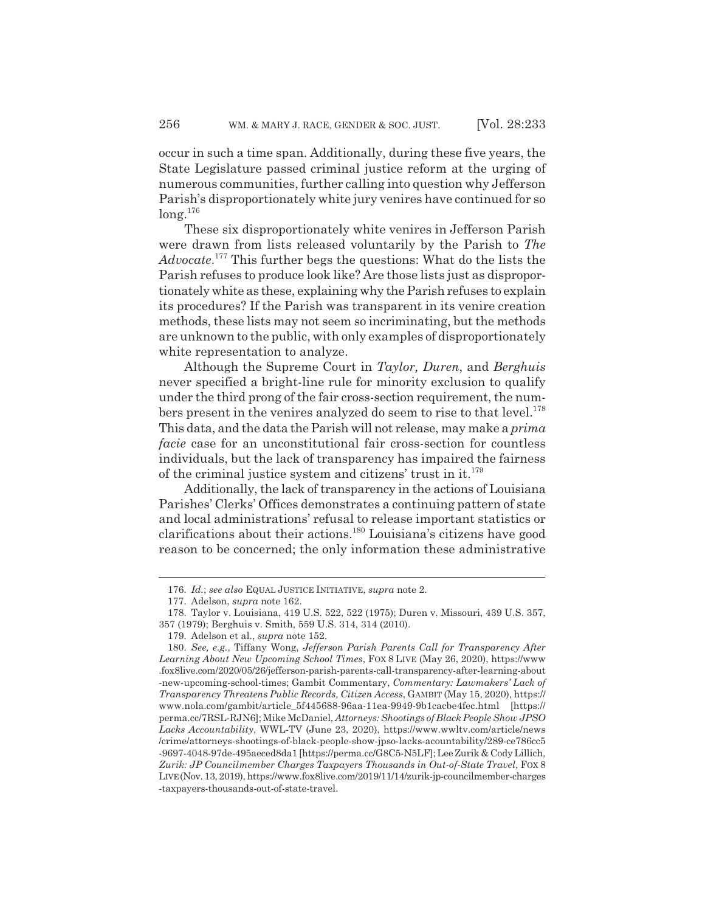occur in such a time span. Additionally, during these five years, the State Legislature passed criminal justice reform at the urging of numerous communities, further calling into question why Jefferson Parish's disproportionately white jury venires have continued for so long.[176]

These six disproportionately white venires in Jefferson Parish were drawn from lists released voluntarily by the Parish to *The Advocate*.[177] This further begs the questions: What do the lists the Parish refuses to produce look like? Are those lists just as disproportionately white as these, explaining why the Parish refuses to explain its procedures? If the Parish was transparent in its venire creation methods, these lists may not seem so incriminating, but the methods are unknown to the public, with only examples of disproportionately white representation to analyze.

Although the Supreme Court in *Taylor, Duren*, and *Berghuis* never specified a bright-line rule for minority exclusion to qualify under the third prong of the fair cross-section requirement, the numbers present in the venires analyzed do seem to rise to that level.[178] This data, and the data the Parish will not release, may make a *prima facie* case for an unconstitutional fair cross-section for countless individuals, but the lack of transparency has impaired the fairness of the criminal justice system and citizens' trust in it.[179]

Additionally, the lack of transparency in the actions of Louisiana Parishes' Clerks' Offices demonstrates a continuing pattern of state and local administrations' refusal to release important statistics or clarifications about their actions.[180] Louisiana's citizens have good reason to be concerned; the only information these administrative

---

176. *Id.*; *see also* EQUAL JUSTICE INITIATIVE, *supra* note 2.

177. Adelson, *supra* note 162.

178. Taylor v. Louisiana, 419 U.S. 522, 522 (1975); Duren v. Missouri, 439 U.S. 357, 357 (1979); Berghuis v. Smith, 559 U.S. 314, 314 (2010).

179. Adelson et al., *supra* note 152.

180. *See, e.g.*, Tiffany Wong, *Jefferson Parish Parents Call for Transparency After Learning About New Upcoming School Times*, FOX 8 LIVE (May 26, 2020), https://www.fox8live.com/2020/05/26/jefferson-parish-parents-call-transparency-after-learning-about-new-upcoming-school-times; Gambit Commentary, *Commentary: Lawmakers' Lack of Transparency Threatens Public Records, Citizen Access*, GAMBIT (May 15, 2020), https://www.nola.com/gambit/article_5f445688-96aa-11ea-9949-9b1cacbe4fec.html [https://perma.cc/7RSL-RJN6]; Mike McDaniel, *Attorneys: Shootings of Black People Show JPSO Lacks Accountability*, WWL-TV (June 23, 2020), https://www.wwltv.com/article/news/crime/attorneys-shootings-of-black-people-show-jpso-lacks-acountability/289-ce786cc5-9697-4048-97de-495aeced8da1 [https://perma.cc/G8C5-N5LF]; Lee Zurik & Cody Lillich, *Zurik: JP Councilmember Charges Taxpayers Thousands in Out-of-State Travel*, FOX 8 LIVE (Nov. 13, 2019), https://www.fox8live.com/2019/11/14/zurik-jp-councilmember-charges-taxpayers-thousands-out-of-state-travel.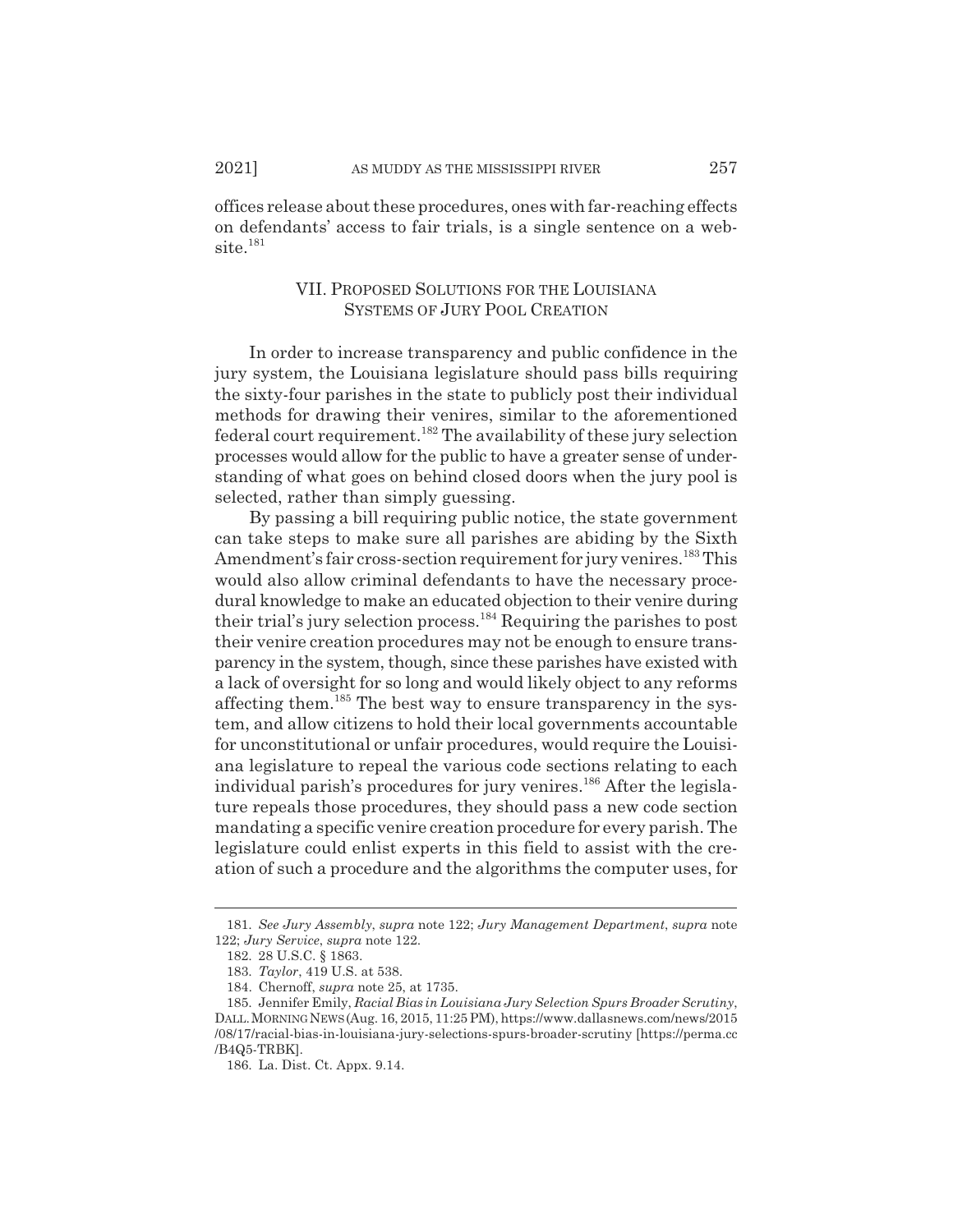offices release about these procedures, ones with far-reaching effects on defendants' access to fair trials, is a single sentence on a website.[181]

## VII. Proposed Solutions for the Louisiana Systems of Jury Pool Creation

In order to increase transparency and public confidence in the jury system, the Louisiana legislature should pass bills requiring the sixty-four parishes in the state to publicly post their individual methods for drawing their venires, similar to the aforementioned federal court requirement.[182] The availability of these jury selection processes would allow for the public to have a greater sense of understanding of what goes on behind closed doors when the jury pool is selected, rather than simply guessing.

By passing a bill requiring public notice, the state government can take steps to make sure all parishes are abiding by the Sixth Amendment's fair cross-section requirement for jury venires.[183] This would also allow criminal defendants to have the necessary procedural knowledge to make an educated objection to their venire during their trial's jury selection process.[184] Requiring the parishes to post their venire creation procedures may not be enough to ensure transparency in the system, though, since these parishes have existed with a lack of oversight for so long and would likely object to any reforms affecting them.[185] The best way to ensure transparency in the system, and allow citizens to hold their local governments accountable for unconstitutional or unfair procedures, would require the Louisiana legislature to repeal the various code sections relating to each individual parish's procedures for jury venires.[186] After the legislature repeals those procedures, they should pass a new code section mandating a specific venire creation procedure for every parish. The legislature could enlist experts in this field to assist with the creation of such a procedure and the algorithms the computer uses, for

---

181. *See Jury Assembly*, *supra* note 122; *Jury Management Department*, *supra* note 122; *Jury Service*, *supra* note 122.

182. 28 U.S.C. § 1863.

183. *Taylor*, 419 U.S. at 538.

184. Chernoff, *supra* note 25, at 1735.

185. Jennifer Emily, *Racial Bias in Louisiana Jury Selection Spurs Broader Scrutiny*, DALL. MORNING NEWS (Aug. 16, 2015, 11:25 PM), https://www.dallasnews.com/news/2015/08/17/racial-bias-in-louisiana-jury-selections-spurs-broader-scrutiny [https://perma.cc/B4Q5-TRBK].

186. La. Dist. Ct. Appx. 9.14.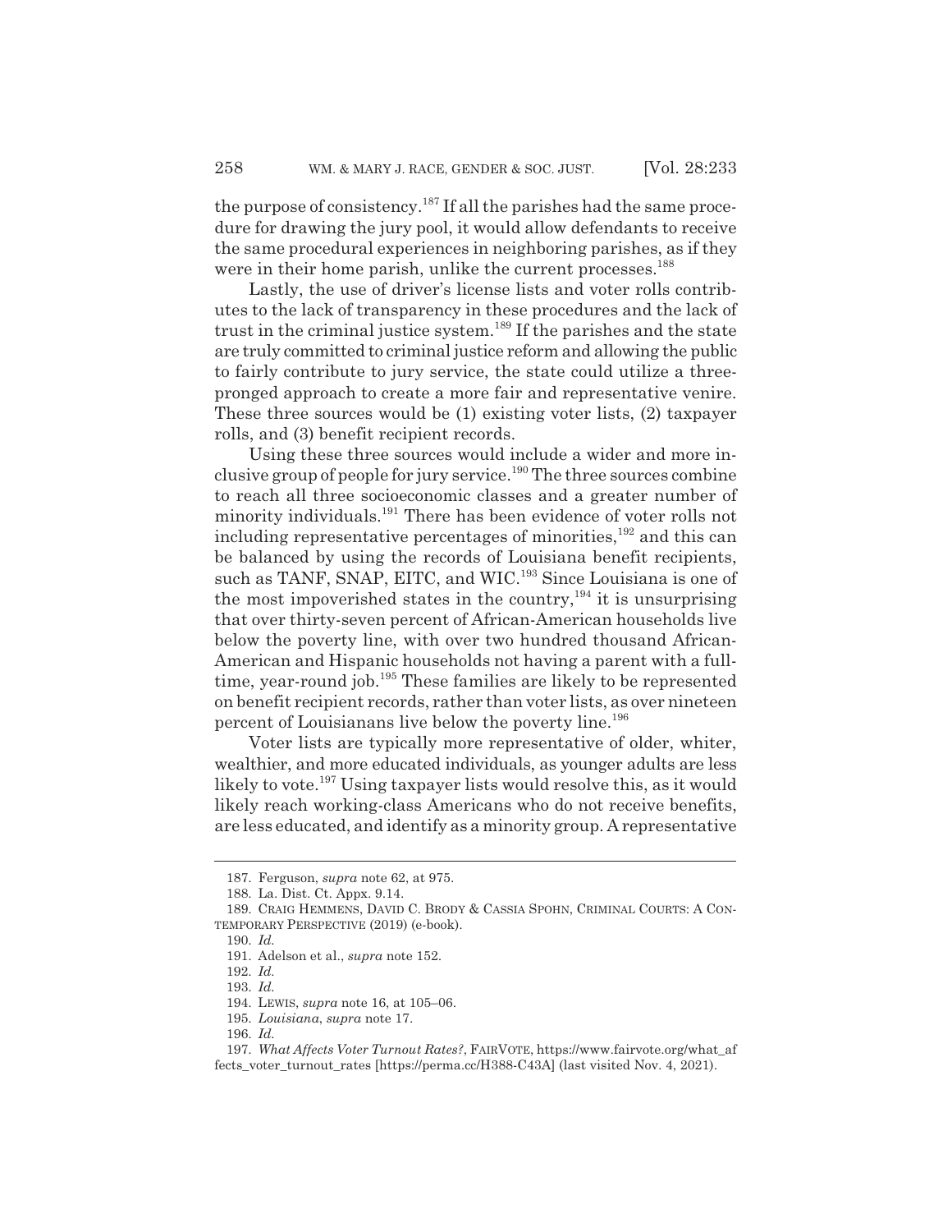the purpose of consistency.[187] If all the parishes had the same procedure for drawing the jury pool, it would allow defendants to receive the same procedural experiences in neighboring parishes, as if they were in their home parish, unlike the current processes.[188]

Lastly, the use of driver's license lists and voter rolls contributes to the lack of transparency in these procedures and the lack of trust in the criminal justice system.[189] If the parishes and the state are truly committed to criminal justice reform and allowing the public to fairly contribute to jury service, the state could utilize a three-pronged approach to create a more fair and representative venire. These three sources would be (1) existing voter lists, (2) taxpayer rolls, and (3) benefit recipient records.

Using these three sources would include a wider and more inclusive group of people for jury service.[190] The three sources combine to reach all three socioeconomic classes and a greater number of minority individuals.[191] There has been evidence of voter rolls not including representative percentages of minorities,[192] and this can be balanced by using the records of Louisiana benefit recipients, such as TANF, SNAP, EITC, and WIC.[193] Since Louisiana is one of the most impoverished states in the country,[194] it is unsurprising that over thirty-seven percent of African-American households live below the poverty line, with over two hundred thousand African-American and Hispanic households not having a parent with a full-time, year-round job.[195] These families are likely to be represented on benefit recipient records, rather than voter lists, as over nineteen percent of Louisianans live below the poverty line.[196]

Voter lists are typically more representative of older, whiter, wealthier, and more educated individuals, as younger adults are less likely to vote.[197] Using taxpayer lists would resolve this, as it would likely reach working-class Americans who do not receive benefits, are less educated, and identify as a minority group. A representative

---

187. Ferguson, *supra* note 62, at 975.

188. La. Dist. Ct. Appx. 9.14.

189. CRAIG HEMMENS, DAVID C. BRODY & CASSIA SPOHN, CRIMINAL COURTS: A CONTEMPORARY PERSPECTIVE (2019) (e-book).

190. *Id.*

191. Adelson et al., *supra* note 152.

192. *Id.*

193. *Id.*

194. LEWIS, *supra* note 16, at 105–06.

195. *Louisiana*, *supra* note 17.

196. *Id.*

197. *What Affects Voter Turnout Rates?*, FAIRVOTE, https://www.fairvote.org/what_affects_voter_turnout_rates [https://perma.cc/H388-C43A] (last visited Nov. 4, 2021).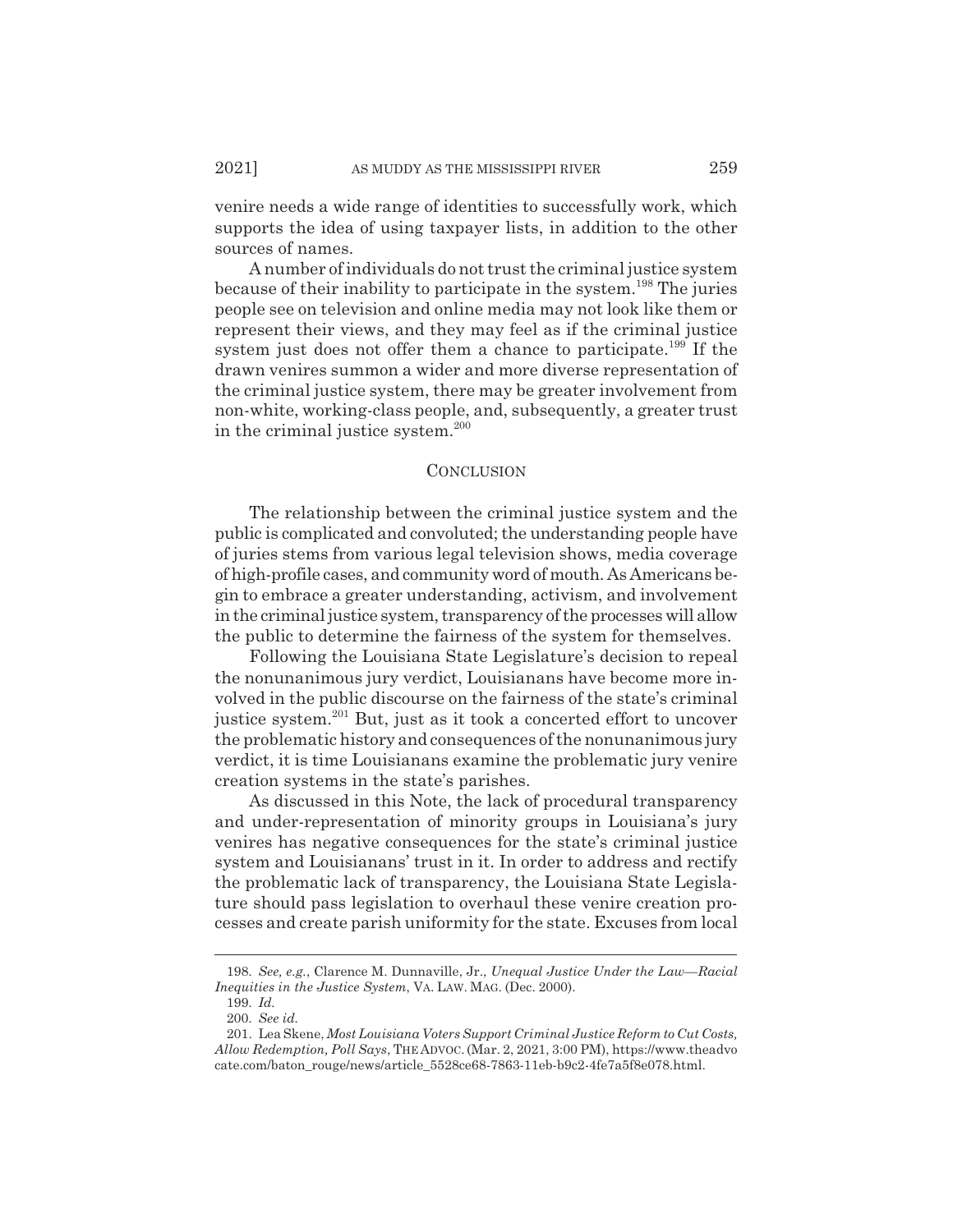venire needs a wide range of identities to successfully work, which supports the idea of using taxpayer lists, in addition to the other sources of names.

A number of individuals do not trust the criminal justice system because of their inability to participate in the system.[198] The juries people see on television and online media may not look like them or represent their views, and they may feel as if the criminal justice system just does not offer them a chance to participate.[199] If the drawn venires summon a wider and more diverse representation of the criminal justice system, there may be greater involvement from non-white, working-class people, and, subsequently, a greater trust in the criminal justice system.[200]

## CONCLUSION

The relationship between the criminal justice system and the public is complicated and convoluted; the understanding people have of juries stems from various legal television shows, media coverage of high-profile cases, and community word of mouth. As Americans begin to embrace a greater understanding, activism, and involvement in the criminal justice system, transparency of the processes will allow the public to determine the fairness of the system for themselves.

Following the Louisiana State Legislature's decision to repeal the nonunanimous jury verdict, Louisianans have become more involved in the public discourse on the fairness of the state's criminal justice system.[201] But, just as it took a concerted effort to uncover the problematic history and consequences of the nonunanimous jury verdict, it is time Louisianans examine the problematic jury venire creation systems in the state's parishes.

As discussed in this Note, the lack of procedural transparency and under-representation of minority groups in Louisiana's jury venires has negative consequences for the state's criminal justice system and Louisianans' trust in it. In order to address and rectify the problematic lack of transparency, the Louisiana State Legislature should pass legislation to overhaul these venire creation processes and create parish uniformity for the state. Excuses from local

---

198. *See, e.g.*, Clarence M. Dunnaville, Jr., *Unequal Justice Under the Law—Racial Inequities in the Justice System*, VA. LAW. MAG. (Dec. 2000).

199. *Id.*

200. *See id.*

201. Lea Skene, *Most Louisiana Voters Support Criminal Justice Reform to Cut Costs, Allow Redemption, Poll Says*, THE ADVOC. (Mar. 2, 2021, 3:00 PM), https://www.theadvocate.com/baton_rouge/news/article_5528ce68-7863-11eb-b9c2-4fe7a5f8e078.html.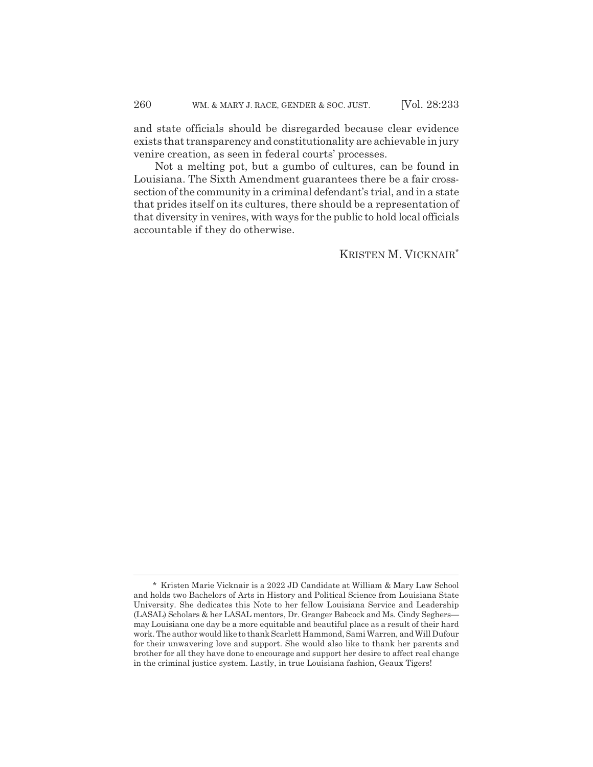and state officials should be disregarded because clear evidence exists that transparency and constitutionality are achievable in jury venire creation, as seen in federal courts' processes.

Not a melting pot, but a gumbo of cultures, can be found in Louisiana. The Sixth Amendment guarantees there be a fair cross-section of the community in a criminal defendant's trial, and in a state that prides itself on its cultures, there should be a representation of that diversity in venires, with ways for the public to hold local officials accountable if they do otherwise.

KRISTEN M. VICKNAIR*

---

\* Kristen Marie Vicknair is a 2022 JD Candidate at William & Mary Law School and holds two Bachelors of Arts in History and Political Science from Louisiana State University. She dedicates this Note to her fellow Louisiana Service and Leadership (LASAL) Scholars & her LASAL mentors, Dr. Granger Babcock and Ms. Cindy Seghers—may Louisiana one day be a more equitable and beautiful place as a result of their hard work. The author would like to thank Scarlett Hammond, Sami Warren, and Will Dufour for their unwavering love and support. She would also like to thank her parents and brother for all they have done to encourage and support her desire to affect real change in the criminal justice system. Lastly, in true Louisiana fashion, Geaux Tigers!